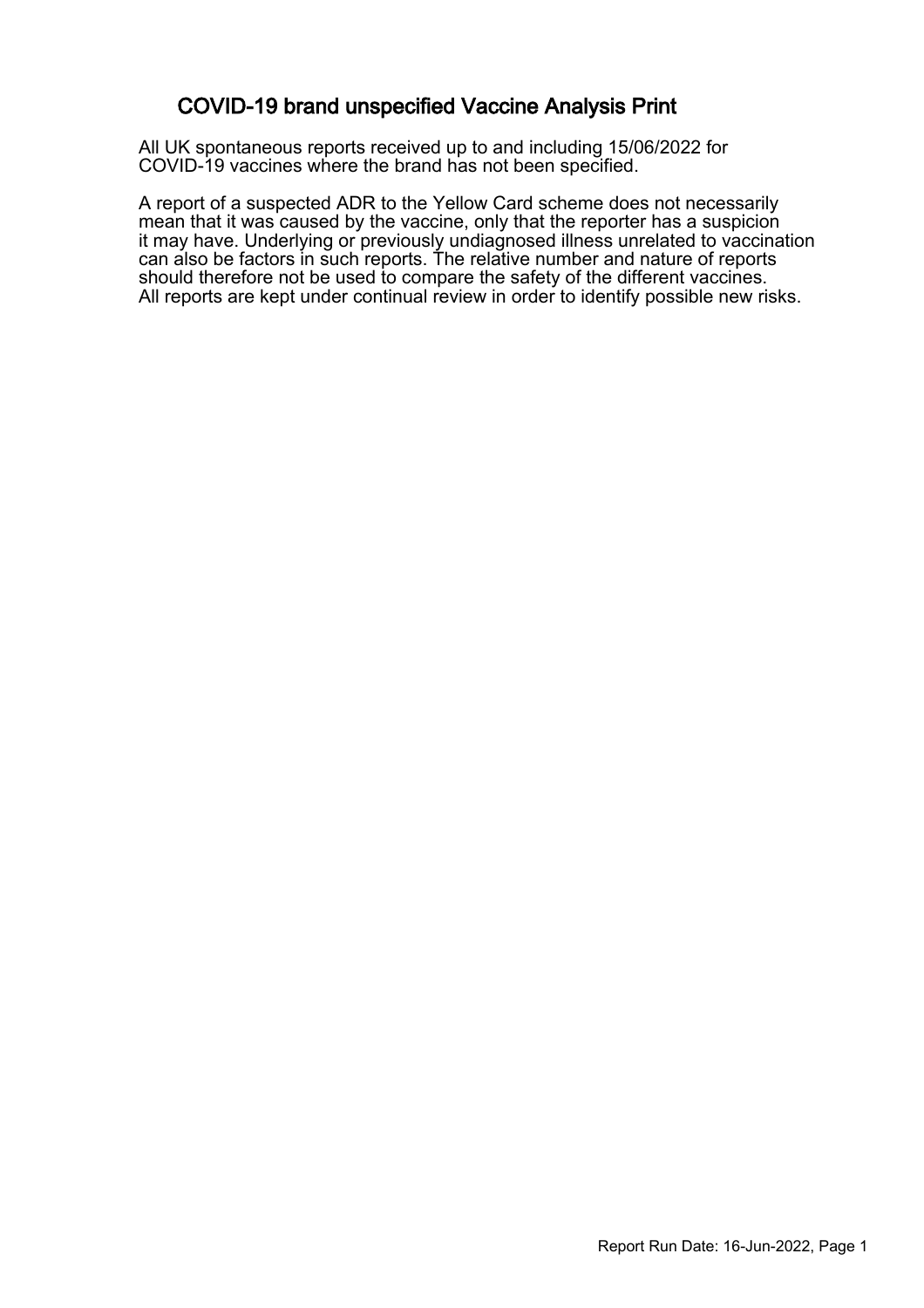# COVID-19 brand unspecified Vaccine Analysis Print

All UK spontaneous reports received up to and including 15/06/2022 for COVID-19 vaccines where the brand has not been specified.

A report of a suspected ADR to the Yellow Card scheme does not necessarily mean that it was caused by the vaccine, only that the reporter has a suspicion it may have. Underlying or previously undiagnosed illness unrelated to vaccination can also be factors in such reports. The relative number and nature of reports should therefore not be used to compare the safety of the different vaccines. All reports are kept under continual review in order to identify possible new risks.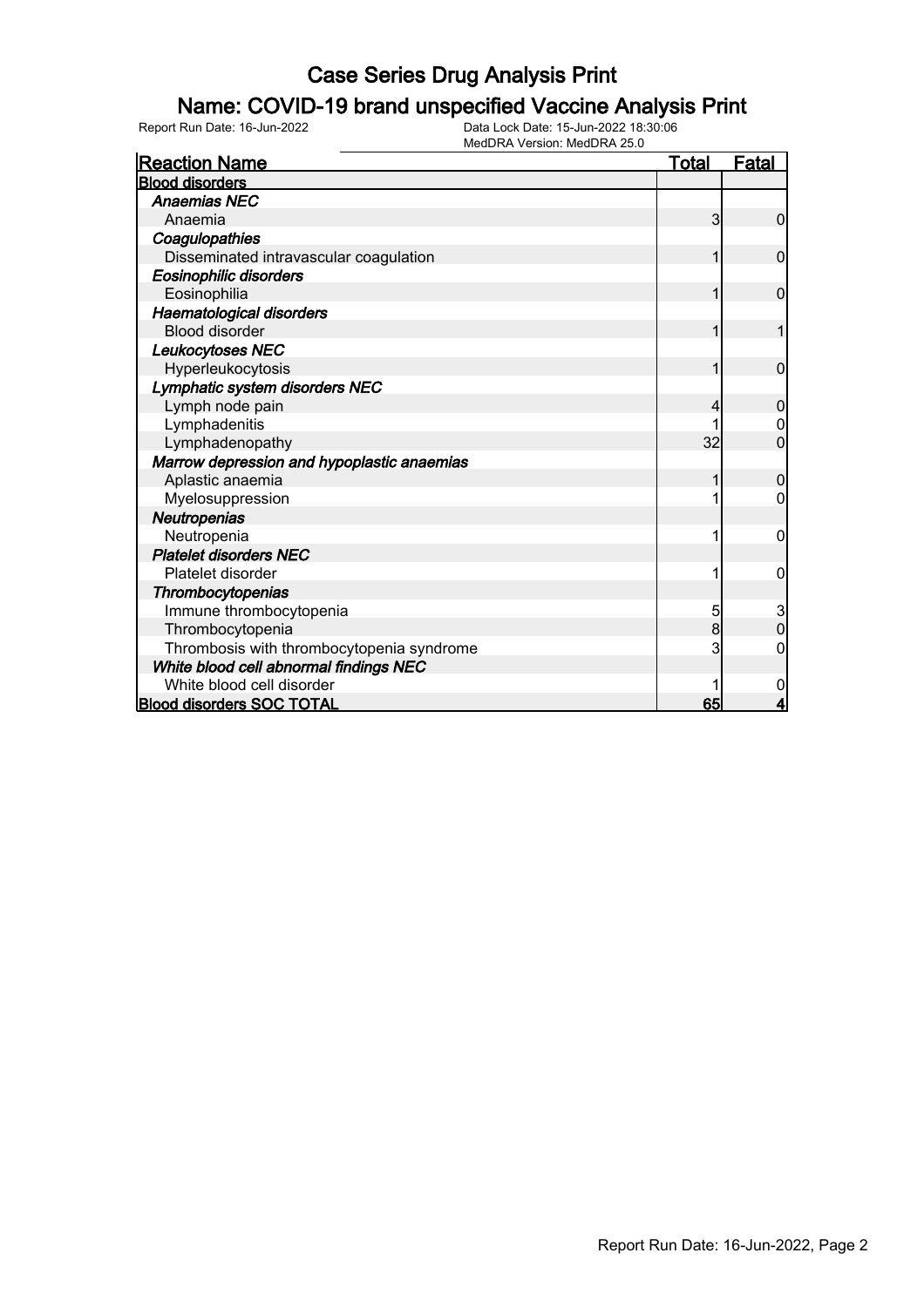# Case Series Drug Analysis Print

## Name: COVID-19 brand unspecified Vaccine Analysis Print

Report Run Date: 16-Jun-2022  
Data Lock Date: 15-Jun-2022 18:30:06  
MedDRA Version: MedDRA 25.0

| Reaction Name | Total | Fatal |
|---|---|---|
| **Blood disorders** | | |
| ***Anaemias NEC*** | | |
| Anaemia | 3 | 0 |
| ***Coagulopathies*** | | |
| Disseminated intravascular coagulation | 1 | 0 |
| ***Eosinophilic disorders*** | | |
| Eosinophilia | 1 | 0 |
| ***Haematological disorders*** | | |
| Blood disorder | 1 | 1 |
| ***Leukocytoses NEC*** | | |
| Hyperleukocytosis | 1 | 0 |
| ***Lymphatic system disorders NEC*** | | |
| Lymph node pain | 4 | 0 |
| Lymphadenitis | 1 | 0 |
| Lymphadenopathy | 32 | 0 |
| ***Marrow depression and hypoplastic anaemias*** | | |
| Aplastic anaemia | 1 | 0 |
| Myelosuppression | 1 | 0 |
| ***Neutropenias*** | | |
| Neutropenia | 1 | 0 |
| ***Platelet disorders NEC*** | | |
| Platelet disorder | 1 | 0 |
| ***Thrombocytopenias*** | | |
| Immune thrombocytopenia | 5 | 3 |
| Thrombocytopenia | 8 | 0 |
| Thrombosis with thrombocytopenia syndrome | 3 | 0 |
| ***White blood cell abnormal findings NEC*** | | |
| White blood cell disorder | 1 | 0 |
| **Blood disorders SOC TOTAL** | **65** | **4** |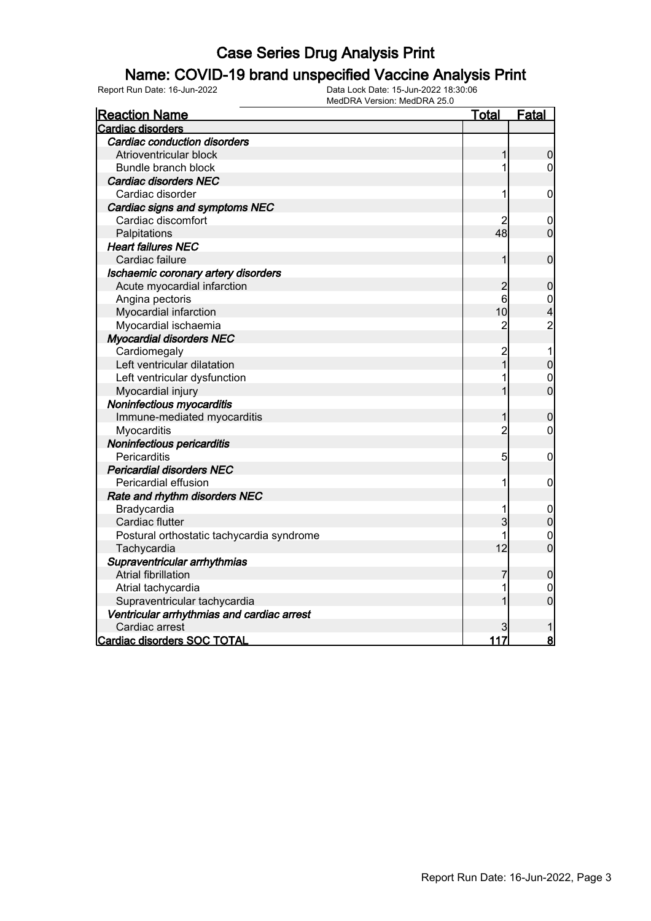# Case Series Drug Analysis Print

## Name: COVID-19 brand unspecified Vaccine Analysis Print

Report Run Date: 16-Jun-2022

Data Lock Date: 15-Jun-2022 18:30:06

MedDRA Version: MedDRA 25.0

| Reaction Name | Total | Fatal |
|---|---|---|
| **Cardiac disorders** | | |
| ***Cardiac conduction disorders*** | | |
| Atrioventricular block | 1 | 0 |
| Bundle branch block | 1 | 0 |
| ***Cardiac disorders NEC*** | | |
| Cardiac disorder | 1 | 0 |
| ***Cardiac signs and symptoms NEC*** | | |
| Cardiac discomfort | 2 | 0 |
| Palpitations | 48 | 0 |
| ***Heart failures NEC*** | | |
| Cardiac failure | 1 | 0 |
| ***Ischaemic coronary artery disorders*** | | |
| Acute myocardial infarction | 2 | 0 |
| Angina pectoris | 6 | 0 |
| Myocardial infarction | 10 | 4 |
| Myocardial ischaemia | 2 | 2 |
| ***Myocardial disorders NEC*** | | |
| Cardiomegaly | 2 | 1 |
| Left ventricular dilatation | 1 | 0 |
| Left ventricular dysfunction | 1 | 0 |
| Myocardial injury | 1 | 0 |
| ***Noninfectious myocarditis*** | | |
| Immune-mediated myocarditis | 1 | 0 |
| Myocarditis | 2 | 0 |
| ***Noninfectious pericarditis*** | | |
| Pericarditis | 5 | 0 |
| ***Pericardial disorders NEC*** | | |
| Pericardial effusion | 1 | 0 |
| ***Rate and rhythm disorders NEC*** | | |
| Bradycardia | 1 | 0 |
| Cardiac flutter | 3 | 0 |
| Postural orthostatic tachycardia syndrome | 1 | 0 |
| Tachycardia | 12 | 0 |
| ***Supraventricular arrhythmias*** | | |
| Atrial fibrillation | 7 | 0 |
| Atrial tachycardia | 1 | 0 |
| Supraventricular tachycardia | 1 | 0 |
| ***Ventricular arrhythmias and cardiac arrest*** | | |
| Cardiac arrest | 3 | 1 |
| **Cardiac disorders SOC TOTAL** | **117** | **8** |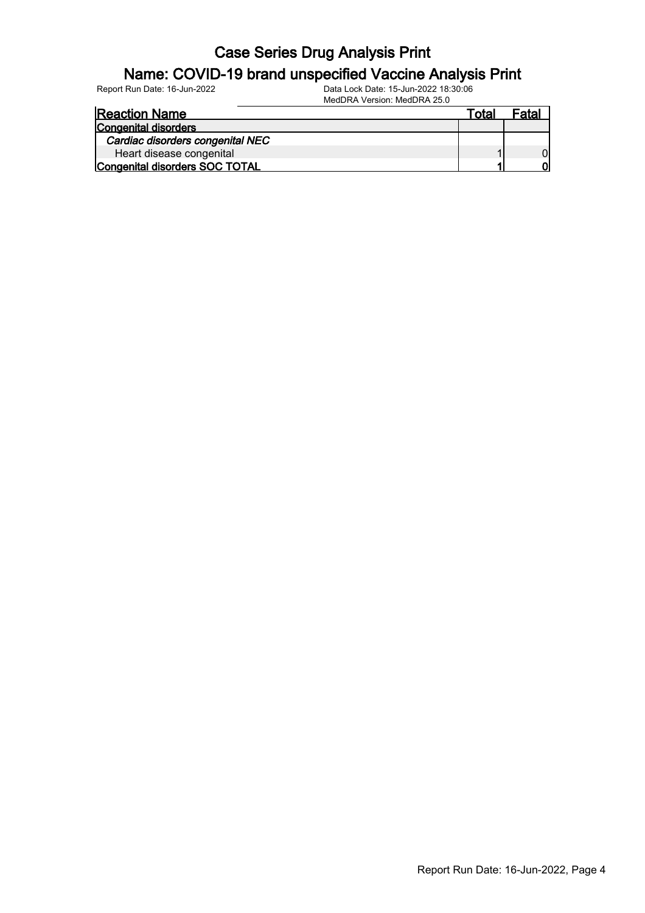# Case Series Drug Analysis Print

## Name: COVID-19 brand unspecified Vaccine Analysis Print

Report Run Date: 16-Jun-2022

Data Lock Date: 15-Jun-2022 18:30:06
MedDRA Version: MedDRA 25.0

| Reaction Name | Total | Fatal |
|---|---|---|
| **Congenital disorders** | | |
| *Cardiac disorders congenital NEC* | | |
| Heart disease congenital | 1 | 0 |
| **Congenital disorders SOC TOTAL** | **1** | **0** |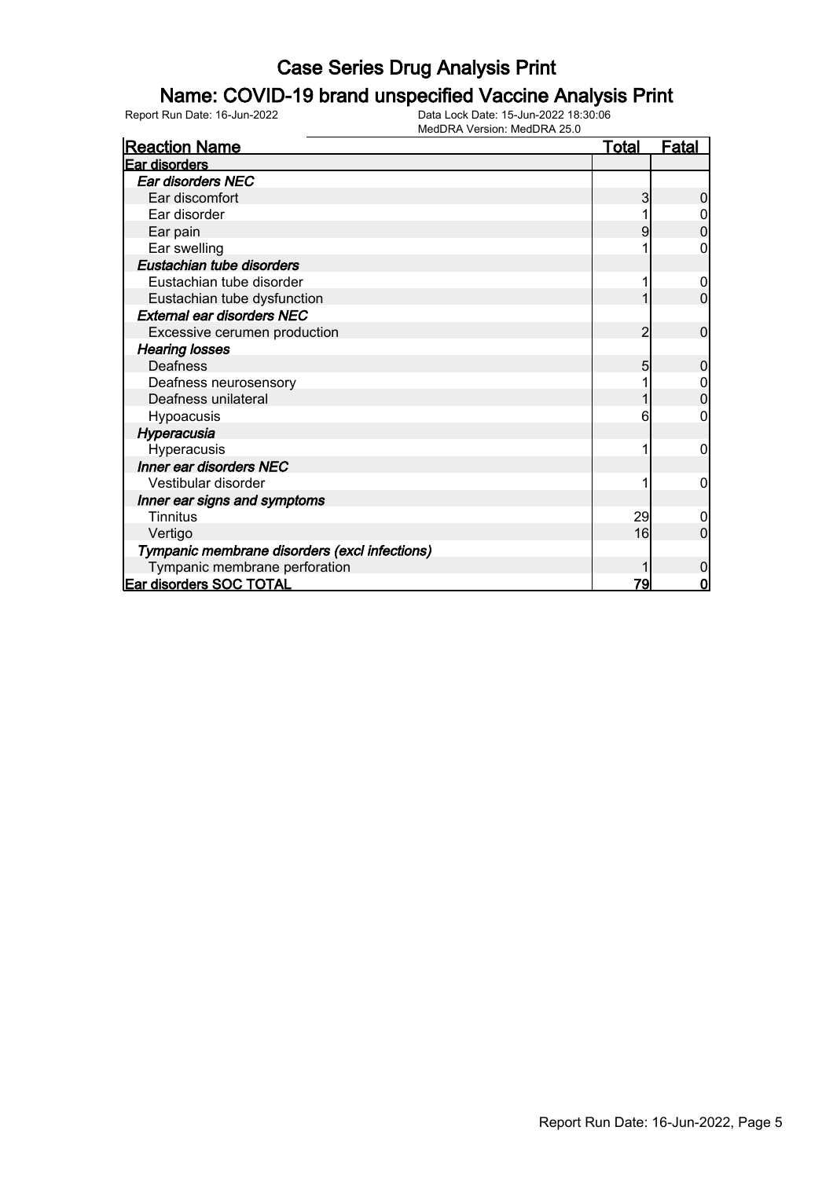# Case Series Drug Analysis Print

## Name: COVID-19 brand unspecified Vaccine Analysis Print

Report Run Date: 16-Jun-2022

Data Lock Date: 15-Jun-2022 18:30:06
MedDRA Version: MedDRA 25.0

| Reaction Name | Total | Fatal |
| --- | --- | --- |
| **Ear disorders** | | |
| ***Ear disorders NEC*** | | |
| Ear discomfort | 3 | 0 |
| Ear disorder | 1 | 0 |
| Ear pain | 9 | 0 |
| Ear swelling | 1 | 0 |
| ***Eustachian tube disorders*** | | |
| Eustachian tube disorder | 1 | 0 |
| Eustachian tube dysfunction | 1 | 0 |
| ***External ear disorders NEC*** | | |
| Excessive cerumen production | 2 | 0 |
| ***Hearing losses*** | | |
| Deafness | 5 | 0 |
| Deafness neurosensory | 1 | 0 |
| Deafness unilateral | 1 | 0 |
| Hypoacusis | 6 | 0 |
| ***Hyperacusia*** | | |
| Hyperacusis | 1 | 0 |
| ***Inner ear disorders NEC*** | | |
| Vestibular disorder | 1 | 0 |
| ***Inner ear signs and symptoms*** | | |
| Tinnitus | 29 | 0 |
| Vertigo | 16 | 0 |
| ***Tympanic membrane disorders (excl infections)*** | | |
| Tympanic membrane perforation | 1 | 0 |
| **Ear disorders SOC TOTAL** | **79** | **0** |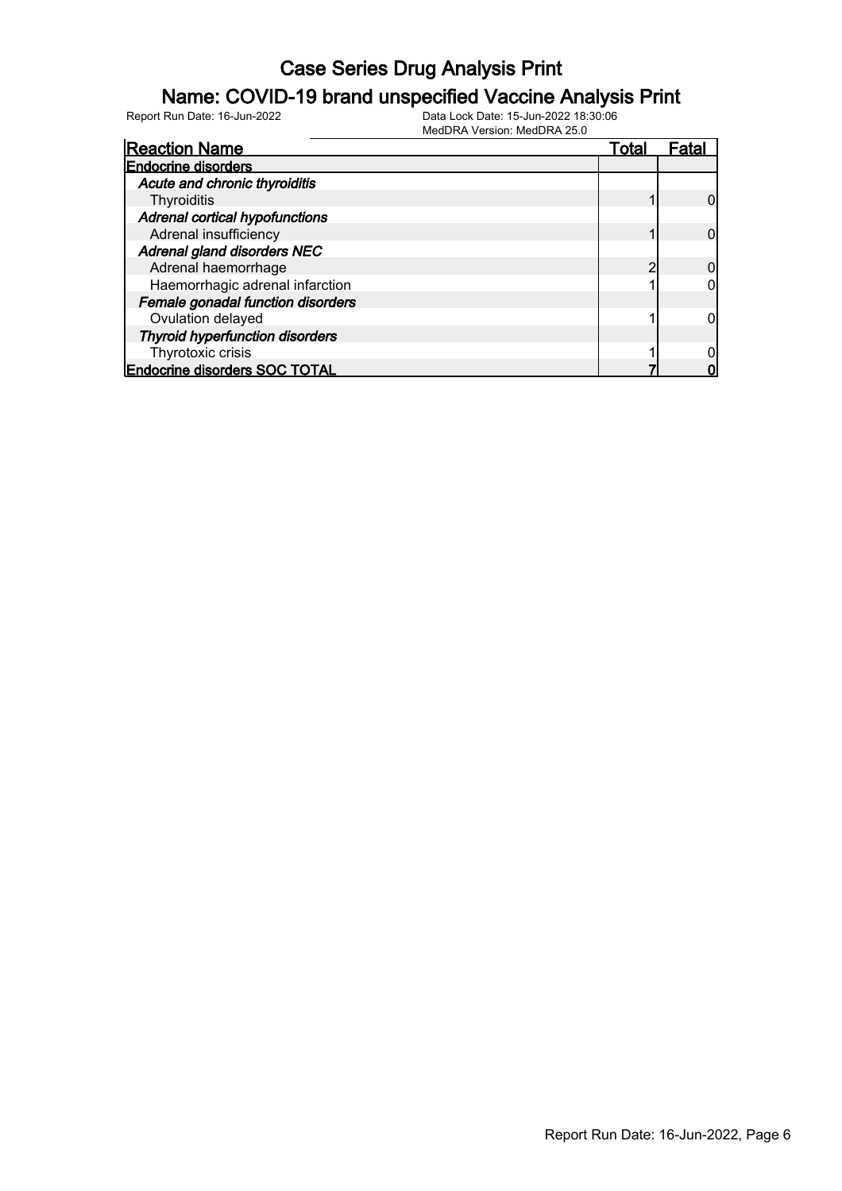# Case Series Drug Analysis Print

## Name: COVID-19 brand unspecified Vaccine Analysis Print

Report Run Date: 16-Jun-2022
Data Lock Date: 15-Jun-2022 18:30:06
MedDRA Version: MedDRA 25.0

| Reaction Name | Total | Fatal |
|---|---|---|
| **Endocrine disorders** | | |
| ***Acute and chronic thyroiditis*** | | |
| Thyroiditis | 1 | 0 |
| ***Adrenal cortical hypofunctions*** | | |
| Adrenal insufficiency | 1 | 0 |
| ***Adrenal gland disorders NEC*** | | |
| Adrenal haemorrhage | 2 | 0 |
| Haemorrhagic adrenal infarction | 1 | 0 |
| ***Female gonadal function disorders*** | | |
| Ovulation delayed | 1 | 0 |
| ***Thyroid hyperfunction disorders*** | | |
| Thyrotoxic crisis | 1 | 0 |
| **Endocrine disorders SOC TOTAL** | **7** | **0** |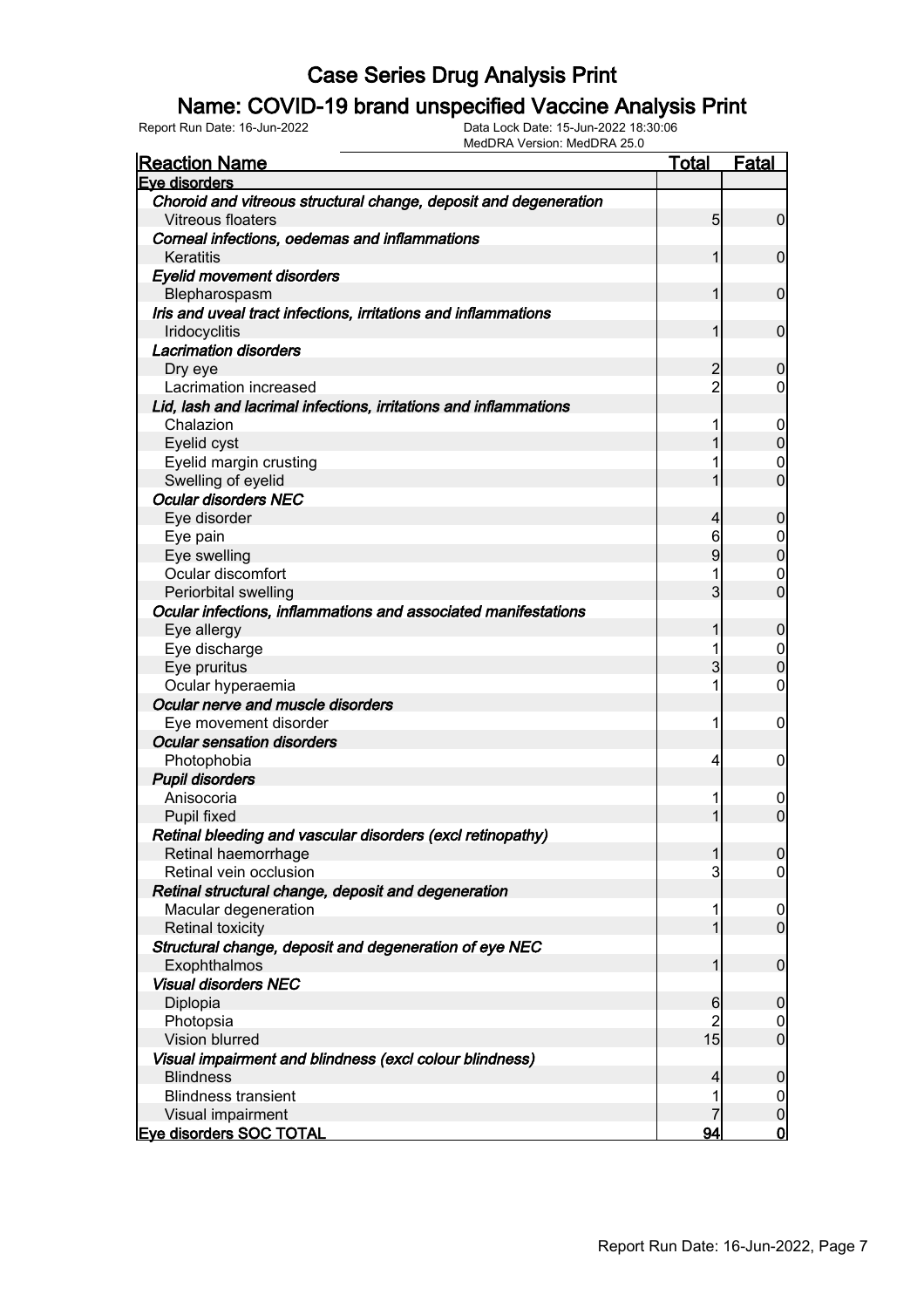# Case Series Drug Analysis Print

## Name: COVID-19 brand unspecified Vaccine Analysis Print

Report Run Date: 16-Jun-2022  
Data Lock Date: 15-Jun-2022 18:30:06  
MedDRA Version: MedDRA 25.0

| Reaction Name | Total | Fatal |
|---|---|---|
| **Eye disorders** | | |
| *Choroid and vitreous structural change, deposit and degeneration* | | |
| Vitreous floaters | 5 | 0 |
| *Corneal infections, oedemas and inflammations* | | |
| Keratitis | 1 | 0 |
| *Eyelid movement disorders* | | |
| Blepharospasm | 1 | 0 |
| *Iris and uveal tract infections, irritations and inflammations* | | |
| Iridocyclitis | 1 | 0 |
| *Lacrimation disorders* | | |
| Dry eye | 2 | 0 |
| Lacrimation increased | 2 | 0 |
| *Lid, lash and lacrimal infections, irritations and inflammations* | | |
| Chalazion | 1 | 0 |
| Eyelid cyst | 1 | 0 |
| Eyelid margin crusting | 1 | 0 |
| Swelling of eyelid | 1 | 0 |
| *Ocular disorders NEC* | | |
| Eye disorder | 4 | 0 |
| Eye pain | 6 | 0 |
| Eye swelling | 9 | 0 |
| Ocular discomfort | 1 | 0 |
| Periorbital swelling | 3 | 0 |
| *Ocular infections, inflammations and associated manifestations* | | |
| Eye allergy | 1 | 0 |
| Eye discharge | 1 | 0 |
| Eye pruritus | 3 | 0 |
| Ocular hyperaemia | 1 | 0 |
| *Ocular nerve and muscle disorders* | | |
| Eye movement disorder | 1 | 0 |
| *Ocular sensation disorders* | | |
| Photophobia | 4 | 0 |
| *Pupil disorders* | | |
| Anisocoria | 1 | 0 |
| Pupil fixed | 1 | 0 |
| *Retinal bleeding and vascular disorders (excl retinopathy)* | | |
| Retinal haemorrhage | 1 | 0 |
| Retinal vein occlusion | 3 | 0 |
| *Retinal structural change, deposit and degeneration* | | |
| Macular degeneration | 1 | 0 |
| Retinal toxicity | 1 | 0 |
| *Structural change, deposit and degeneration of eye NEC* | | |
| Exophthalmos | 1 | 0 |
| *Visual disorders NEC* | | |
| Diplopia | 6 | 0 |
| Photopsia | 2 | 0 |
| Vision blurred | 15 | 0 |
| *Visual impairment and blindness (excl colour blindness)* | | |
| Blindness | 4 | 0 |
| Blindness transient | 1 | 0 |
| Visual impairment | 7 | 0 |
| **Eye disorders SOC TOTAL** | **94** | **0** |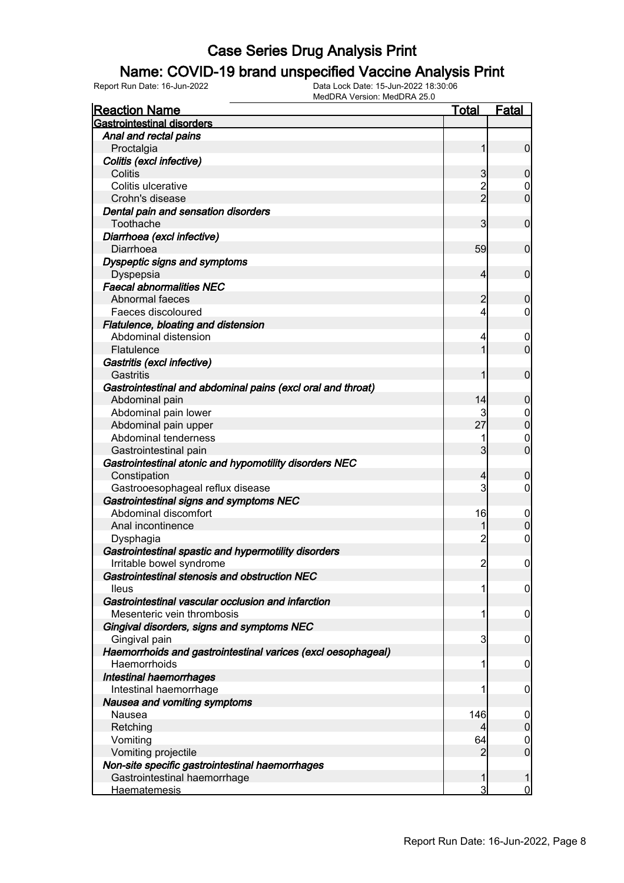# Case Series Drug Analysis Print

## Name: COVID-19 brand unspecified Vaccine Analysis Print

Report Run Date: 16-Jun-2022    Data Lock Date: 15-Jun-2022 18:30:06
MedDRA Version: MedDRA 25.0

| Reaction Name | Total | Fatal |
|---|---|---|
| **Gastrointestinal disorders** | | |
| *Anal and rectal pains* | | |
| Proctalgia | 1 | 0 |
| *Colitis (excl infective)* | | |
| Colitis | 3 | 0 |
| Colitis ulcerative | 2 | 0 |
| Crohn's disease | 2 | 0 |
| *Dental pain and sensation disorders* | | |
| Toothache | 3 | 0 |
| *Diarrhoea (excl infective)* | | |
| Diarrhoea | 59 | 0 |
| *Dyspeptic signs and symptoms* | | |
| Dyspepsia | 4 | 0 |
| *Faecal abnormalities NEC* | | |
| Abnormal faeces | 2 | 0 |
| Faeces discoloured | 4 | 0 |
| *Flatulence, bloating and distension* | | |
| Abdominal distension | 4 | 0 |
| Flatulence | 1 | 0 |
| *Gastritis (excl infective)* | | |
| Gastritis | 1 | 0 |
| *Gastrointestinal and abdominal pains (excl oral and throat)* | | |
| Abdominal pain | 14 | 0 |
| Abdominal pain lower | 3 | 0 |
| Abdominal pain upper | 27 | 0 |
| Abdominal tenderness | 1 | 0 |
| Gastrointestinal pain | 3 | 0 |
| *Gastrointestinal atonic and hypomotility disorders NEC* | | |
| Constipation | 4 | 0 |
| Gastrooesophageal reflux disease | 3 | 0 |
| *Gastrointestinal signs and symptoms NEC* | | |
| Abdominal discomfort | 16 | 0 |
| Anal incontinence | 1 | 0 |
| Dysphagia | 2 | 0 |
| *Gastrointestinal spastic and hypermotility disorders* | | |
| Irritable bowel syndrome | 2 | 0 |
| *Gastrointestinal stenosis and obstruction NEC* | | |
| Ileus | 1 | 0 |
| *Gastrointestinal vascular occlusion and infarction* | | |
| Mesenteric vein thrombosis | 1 | 0 |
| *Gingival disorders, signs and symptoms NEC* | | |
| Gingival pain | 3 | 0 |
| *Haemorrhoids and gastrointestinal varices (excl oesophageal)* | | |
| Haemorrhoids | 1 | 0 |
| *Intestinal haemorrhages* | | |
| Intestinal haemorrhage | 1 | 0 |
| *Nausea and vomiting symptoms* | | |
| Nausea | 146 | 0 |
| Retching | 4 | 0 |
| Vomiting | 64 | 0 |
| Vomiting projectile | 2 | 0 |
| *Non-site specific gastrointestinal haemorrhages* | | |
| Gastrointestinal haemorrhage | 1 | 1 |
| Haematemesis | 3 | 0 |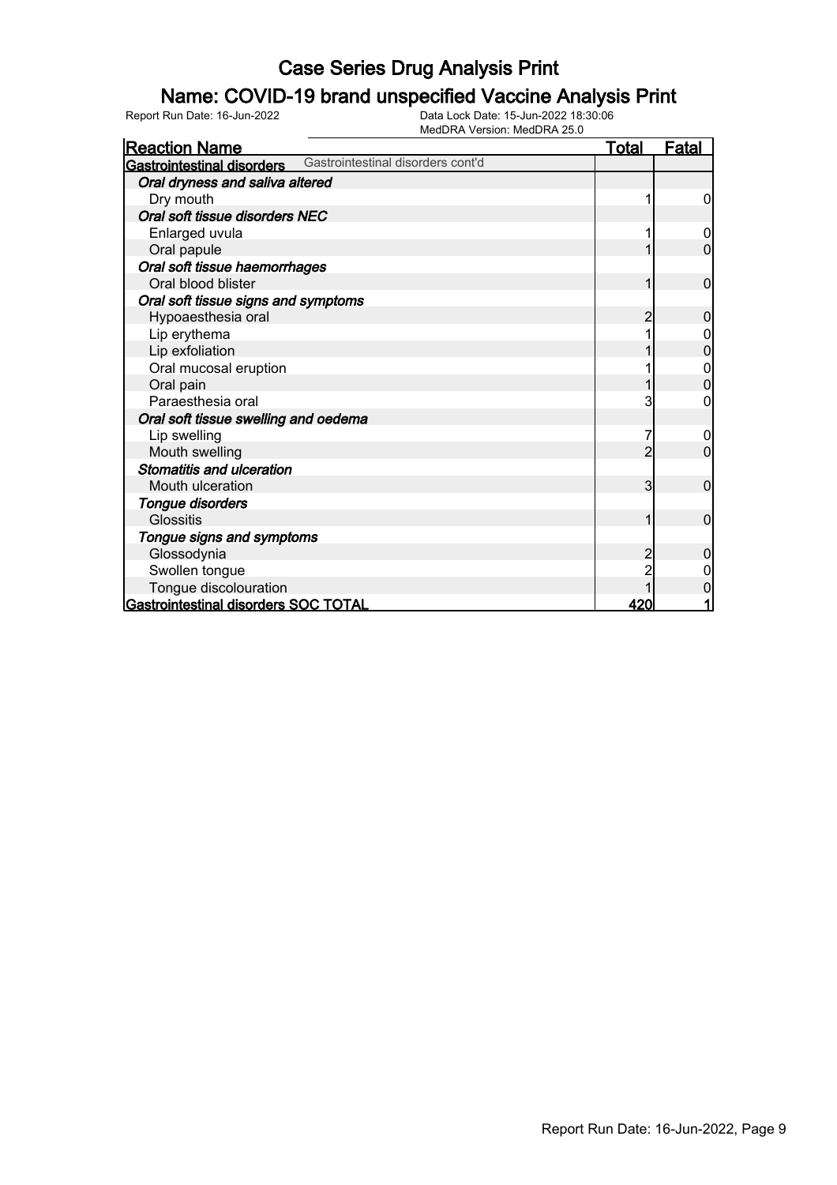# Case Series Drug Analysis Print

## Name: COVID-19 brand unspecified Vaccine Analysis Print

Report Run Date: 16-Jun-2022 Data Lock Date: 15-Jun-2022 18:30:06
MedDRA Version: MedDRA 25.0

| Reaction Name | Total | Fatal |
|---|---|---|
| **Gastrointestinal disorders** Gastrointestinal disorders cont'd | | |
| ***Oral dryness and saliva altered*** | | |
| Dry mouth | 1 | 0 |
| ***Oral soft tissue disorders NEC*** | | |
| Enlarged uvula | 1 | 0 |
| Oral papule | 1 | 0 |
| ***Oral soft tissue haemorrhages*** | | |
| Oral blood blister | 1 | 0 |
| ***Oral soft tissue signs and symptoms*** | | |
| Hypoaesthesia oral | 2 | 0 |
| Lip erythema | 1 | 0 |
| Lip exfoliation | 1 | 0 |
| Oral mucosal eruption | 1 | 0 |
| Oral pain | 1 | 0 |
| Paraesthesia oral | 3 | 0 |
| ***Oral soft tissue swelling and oedema*** | | |
| Lip swelling | 7 | 0 |
| Mouth swelling | 2 | 0 |
| ***Stomatitis and ulceration*** | | |
| Mouth ulceration | 3 | 0 |
| ***Tongue disorders*** | | |
| Glossitis | 1 | 0 |
| ***Tongue signs and symptoms*** | | |
| Glossodynia | 2 | 0 |
| Swollen tongue | 2 | 0 |
| Tongue discolouration | 1 | 0 |
| **Gastrointestinal disorders SOC TOTAL** | **420** | **1** |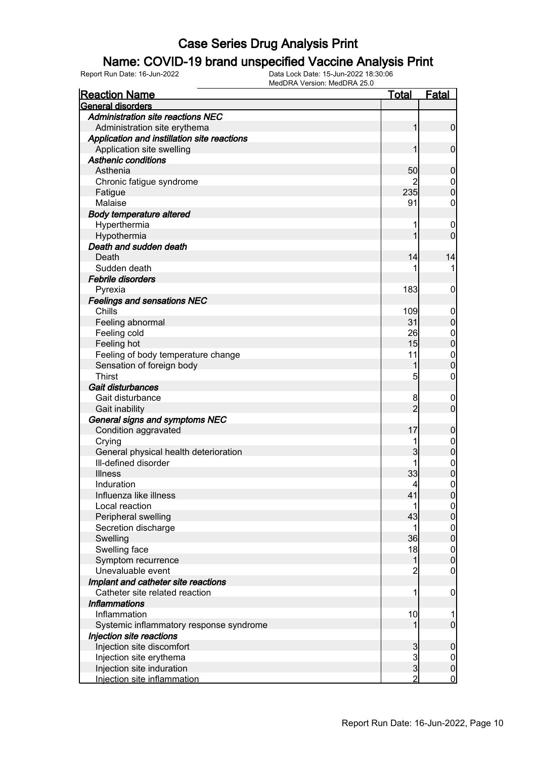# Case Series Drug Analysis Print

## Name: COVID-19 brand unspecified Vaccine Analysis Print

Report Run Date: 16-Jun-2022 | Data Lock Date: 15-Jun-2022 18:30:06 | MedDRA Version: MedDRA 25.0

| Reaction Name | Total | Fatal |
|---|---|---|
| **General disorders** | | |
| ***Administration site reactions NEC*** | | |
| Administration site erythema | 1 | 0 |
| ***Application and instillation site reactions*** | | |
| Application site swelling | 1 | 0 |
| ***Asthenic conditions*** | | |
| Asthenia | 50 | 0 |
| Chronic fatigue syndrome | 2 | 0 |
| Fatigue | 235 | 0 |
| Malaise | 91 | 0 |
| ***Body temperature altered*** | | |
| Hyperthermia | 1 | 0 |
| Hypothermia | 1 | 0 |
| ***Death and sudden death*** | | |
| Death | 14 | 14 |
| Sudden death | 1 | 1 |
| ***Febrile disorders*** | | |
| Pyrexia | 183 | 0 |
| ***Feelings and sensations NEC*** | | |
| Chills | 109 | 0 |
| Feeling abnormal | 31 | 0 |
| Feeling cold | 26 | 0 |
| Feeling hot | 15 | 0 |
| Feeling of body temperature change | 11 | 0 |
| Sensation of foreign body | 1 | 0 |
| Thirst | 5 | 0 |
| ***Gait disturbances*** | | |
| Gait disturbance | 8 | 0 |
| Gait inability | 2 | 0 |
| ***General signs and symptoms NEC*** | | |
| Condition aggravated | 17 | 0 |
| Crying | 1 | 0 |
| General physical health deterioration | 3 | 0 |
| Ill-defined disorder | 1 | 0 |
| Illness | 33 | 0 |
| Induration | 4 | 0 |
| Influenza like illness | 41 | 0 |
| Local reaction | 1 | 0 |
| Peripheral swelling | 43 | 0 |
| Secretion discharge | 1 | 0 |
| Swelling | 36 | 0 |
| Swelling face | 18 | 0 |
| Symptom recurrence | 1 | 0 |
| Unevaluable event | 2 | 0 |
| ***Implant and catheter site reactions*** | | |
| Catheter site related reaction | 1 | 0 |
| ***Inflammations*** | | |
| Inflammation | 10 | 1 |
| Systemic inflammatory response syndrome | 1 | 0 |
| ***Injection site reactions*** | | |
| Injection site discomfort | 3 | 0 |
| Injection site erythema | 3 | 0 |
| Injection site induration | 3 | 0 |
| Injection site inflammation | 2 | 0 |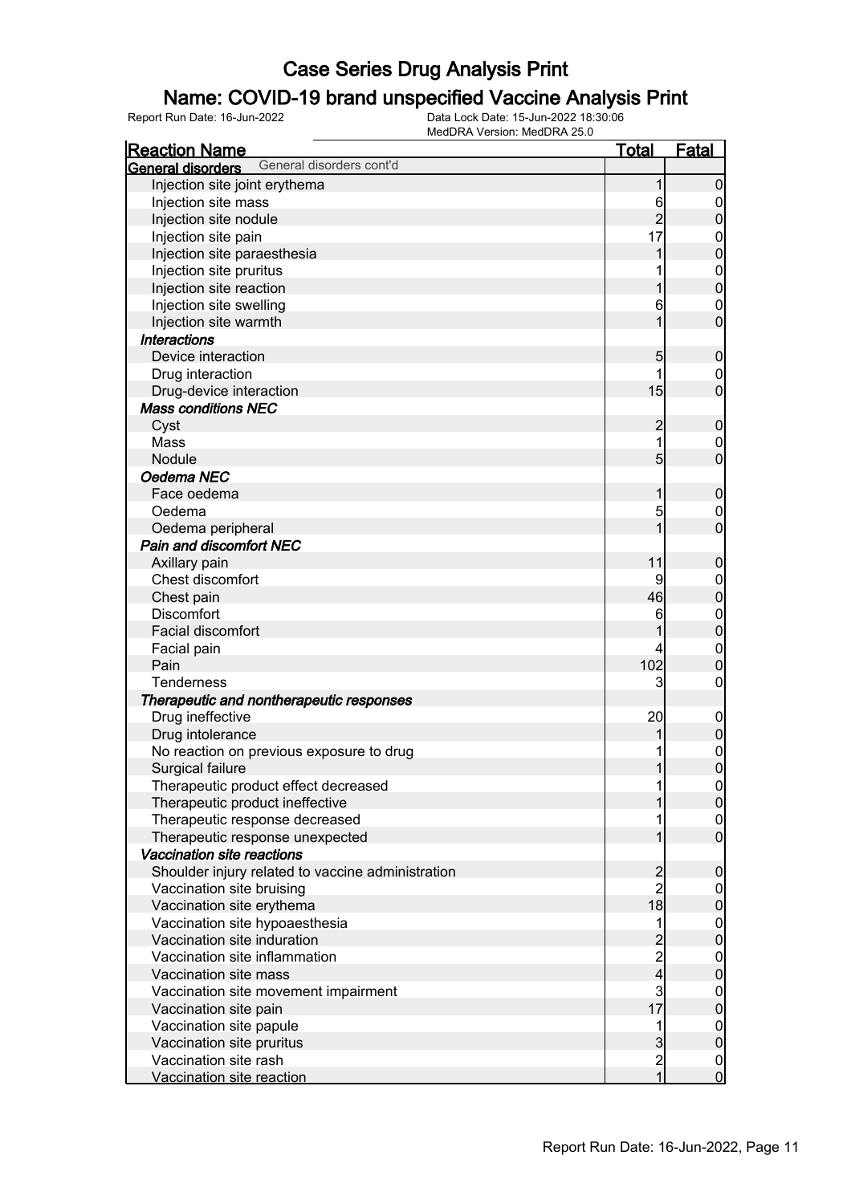# Case Series Drug Analysis Print

## Name: COVID-19 brand unspecified Vaccine Analysis Print

Report Run Date: 16-Jun-2022    Data Lock Date: 15-Jun-2022 18:30:06
MedDRA Version: MedDRA 25.0

| Reaction Name | Total | Fatal |
|---|---|---|
| **General disorders** General disorders cont'd | | |
| Injection site joint erythema | 1 | 0 |
| Injection site mass | 6 | 0 |
| Injection site nodule | 2 | 0 |
| Injection site pain | 17 | 0 |
| Injection site paraesthesia | 1 | 0 |
| Injection site pruritus | 1 | 0 |
| Injection site reaction | 1 | 0 |
| Injection site swelling | 6 | 0 |
| Injection site warmth | 1 | 0 |
| ***Interactions*** | | |
| Device interaction | 5 | 0 |
| Drug interaction | 1 | 0 |
| Drug-device interaction | 15 | 0 |
| ***Mass conditions NEC*** | | |
| Cyst | 2 | 0 |
| Mass | 1 | 0 |
| Nodule | 5 | 0 |
| ***Oedema NEC*** | | |
| Face oedema | 1 | 0 |
| Oedema | 5 | 0 |
| Oedema peripheral | 1 | 0 |
| ***Pain and discomfort NEC*** | | |
| Axillary pain | 11 | 0 |
| Chest discomfort | 9 | 0 |
| Chest pain | 46 | 0 |
| Discomfort | 6 | 0 |
| Facial discomfort | 1 | 0 |
| Facial pain | 4 | 0 |
| Pain | 102 | 0 |
| Tenderness | 3 | 0 |
| ***Therapeutic and nontherapeutic responses*** | | |
| Drug ineffective | 20 | 0 |
| Drug intolerance | 1 | 0 |
| No reaction on previous exposure to drug | 1 | 0 |
| Surgical failure | 1 | 0 |
| Therapeutic product effect decreased | 1 | 0 |
| Therapeutic product ineffective | 1 | 0 |
| Therapeutic response decreased | 1 | 0 |
| Therapeutic response unexpected | 1 | 0 |
| ***Vaccination site reactions*** | | |
| Shoulder injury related to vaccine administration | 2 | 0 |
| Vaccination site bruising | 2 | 0 |
| Vaccination site erythema | 18 | 0 |
| Vaccination site hypoaesthesia | 1 | 0 |
| Vaccination site induration | 2 | 0 |
| Vaccination site inflammation | 2 | 0 |
| Vaccination site mass | 4 | 0 |
| Vaccination site movement impairment | 3 | 0 |
| Vaccination site pain | 17 | 0 |
| Vaccination site papule | 1 | 0 |
| Vaccination site pruritus | 3 | 0 |
| Vaccination site rash | 2 | 0 |
| Vaccination site reaction | 1 | 0 |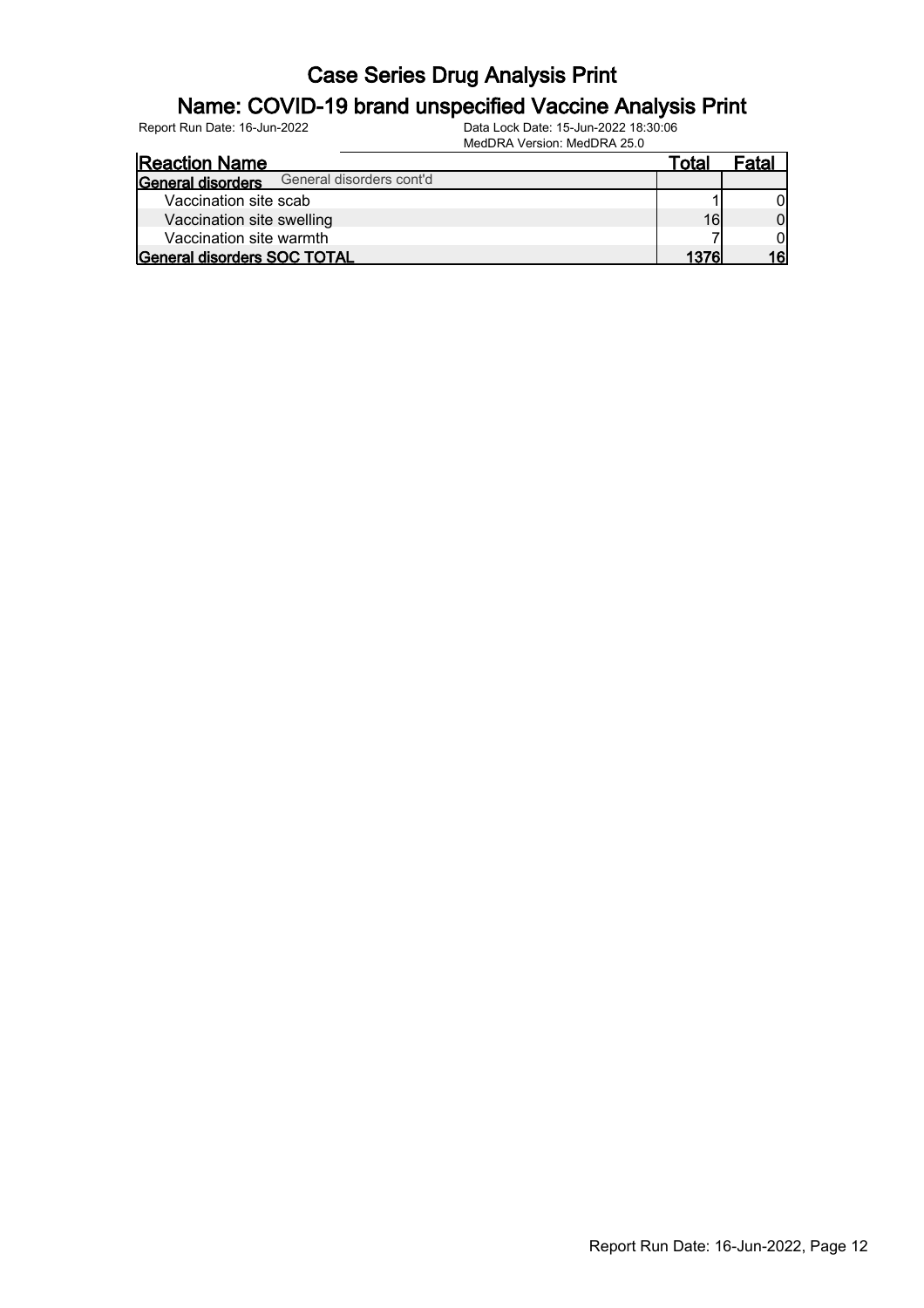# Case Series Drug Analysis Print

## Name: COVID-19 brand unspecified Vaccine Analysis Print

Report Run Date: 16-Jun-2022

Data Lock Date: 15-Jun-2022 18:30:06

MedDRA Version: MedDRA 25.0

| Reaction Name | Total | Fatal |
|---|---|---|
| **General disorders** General disorders cont'd | | |
| Vaccination site scab | 1 | 0 |
| Vaccination site swelling | 16 | 0 |
| Vaccination site warmth | 7 | 0 |
| **General disorders SOC TOTAL** | **1376** | **16** |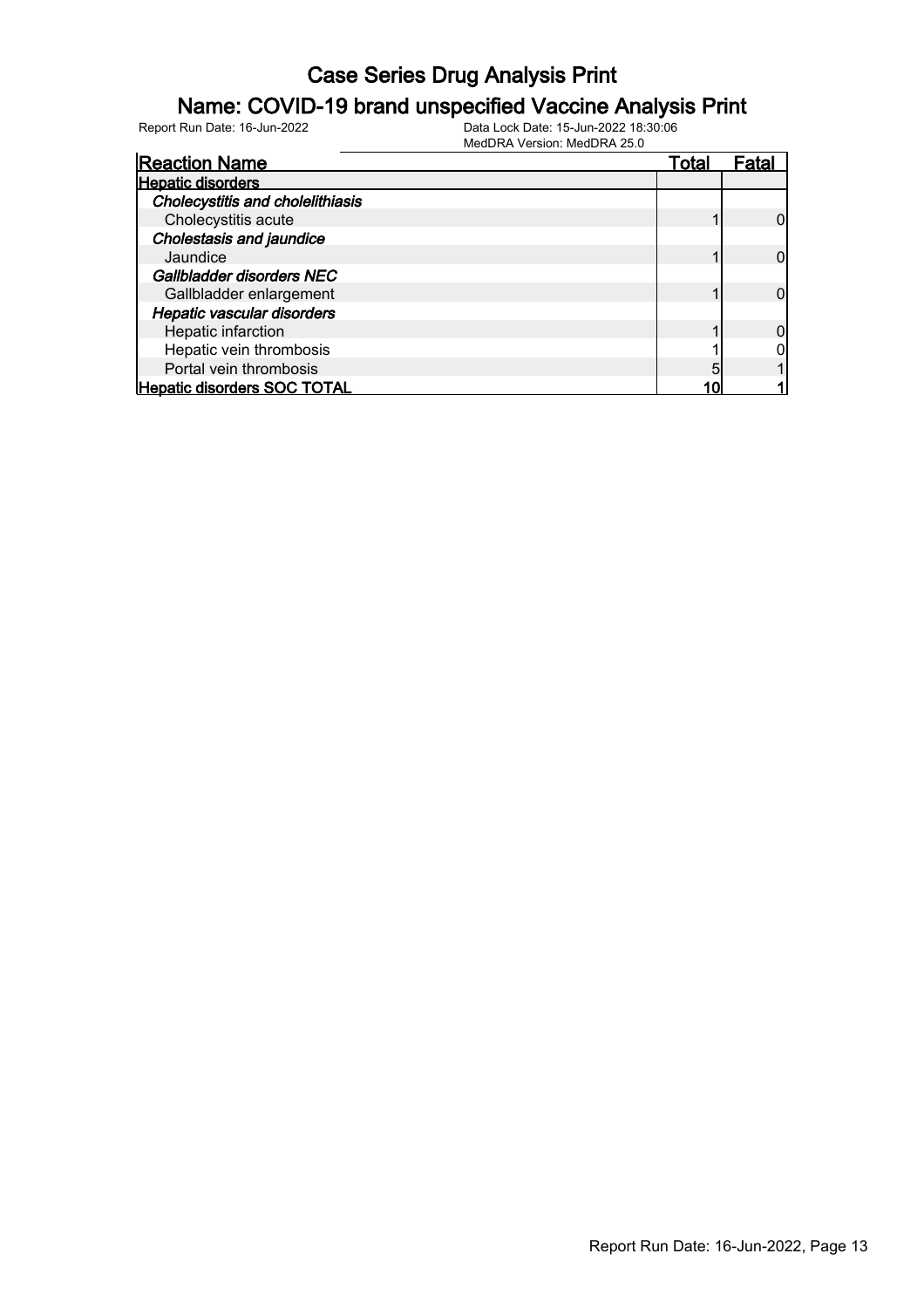# Case Series Drug Analysis Print

## Name: COVID-19 brand unspecified Vaccine Analysis Print

Report Run Date: 16-Jun-2022    Data Lock Date: 15-Jun-2022 18:30:06
MedDRA Version: MedDRA 25.0

| Reaction Name | Total | Fatal |
|---|---|---|
| **Hepatic disorders** | | |
| ***Cholecystitis and cholelithiasis*** | | |
| Cholecystitis acute | 1 | 0 |
| ***Cholestasis and jaundice*** | | |
| Jaundice | 1 | 0 |
| ***Gallbladder disorders NEC*** | | |
| Gallbladder enlargement | 1 | 0 |
| ***Hepatic vascular disorders*** | | |
| Hepatic infarction | 1 | 0 |
| Hepatic vein thrombosis | 1 | 0 |
| Portal vein thrombosis | 5 | 1 |
| **Hepatic disorders SOC TOTAL** | 10 | 1 |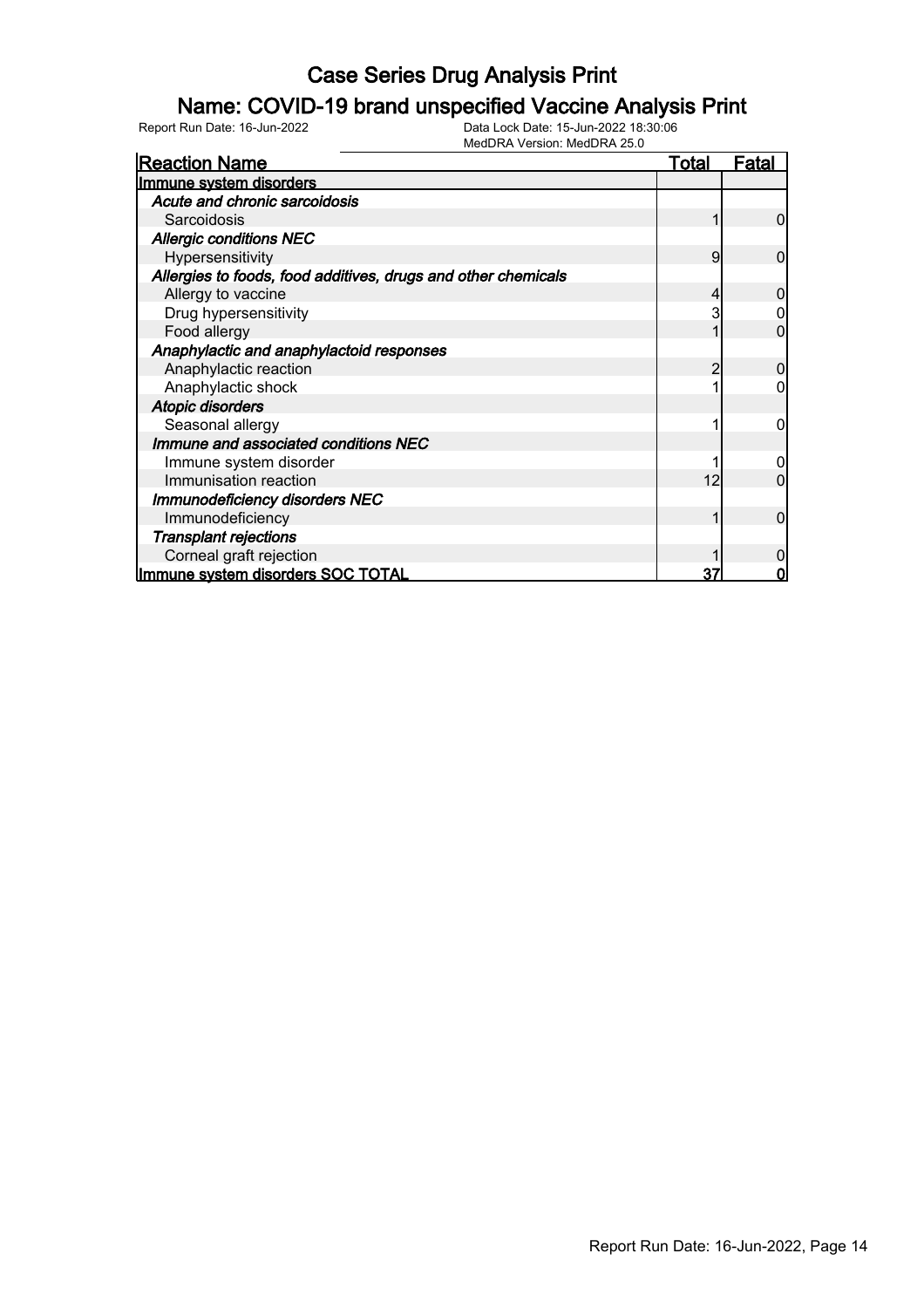# Case Series Drug Analysis Print

## Name: COVID-19 brand unspecified Vaccine Analysis Print

Report Run Date: 16-Jun-2022 | Data Lock Date: 15-Jun-2022 18:30:06 | MedDRA Version: MedDRA 25.0

| Reaction Name | Total | Fatal |
|---|---|---|
| **Immune system disorders** | | |
| ***Acute and chronic sarcoidosis*** | | |
| Sarcoidosis | 1 | 0 |
| ***Allergic conditions NEC*** | | |
| Hypersensitivity | 9 | 0 |
| ***Allergies to foods, food additives, drugs and other chemicals*** | | |
| Allergy to vaccine | 4 | 0 |
| Drug hypersensitivity | 3 | 0 |
| Food allergy | 1 | 0 |
| ***Anaphylactic and anaphylactoid responses*** | | |
| Anaphylactic reaction | 2 | 0 |
| Anaphylactic shock | 1 | 0 |
| ***Atopic disorders*** | | |
| Seasonal allergy | 1 | 0 |
| ***Immune and associated conditions NEC*** | | |
| Immune system disorder | 1 | 0 |
| Immunisation reaction | 12 | 0 |
| ***Immunodeficiency disorders NEC*** | | |
| Immunodeficiency | 1 | 0 |
| ***Transplant rejections*** | | |
| Corneal graft rejection | 1 | 0 |
| **Immune system disorders SOC TOTAL** | **37** | **0** |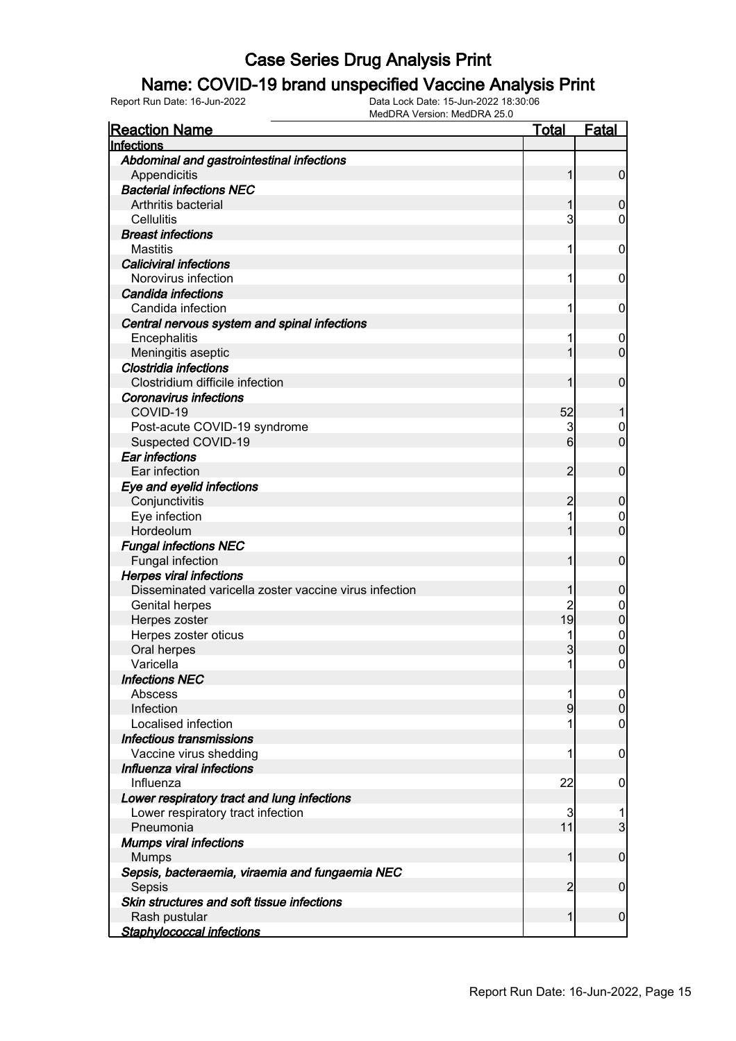# Case Series Drug Analysis Print

## Name: COVID-19 brand unspecified Vaccine Analysis Print

Report Run Date: 16-Jun-2022 | Data Lock Date: 15-Jun-2022 18:30:06 | MedDRA Version: MedDRA 25.0

| Reaction Name | Total | Fatal |
|---|---|---|
| **Infections** | | |
| ***Abdominal and gastrointestinal infections*** | | |
| Appendicitis | 1 | 0 |
| ***Bacterial infections NEC*** | | |
| Arthritis bacterial | 1 | 0 |
| Cellulitis | 3 | 0 |
| ***Breast infections*** | | |
| Mastitis | 1 | 0 |
| ***Caliciviral infections*** | | |
| Norovirus infection | 1 | 0 |
| ***Candida infections*** | | |
| Candida infection | 1 | 0 |
| ***Central nervous system and spinal infections*** | | |
| Encephalitis | 1 | 0 |
| Meningitis aseptic | 1 | 0 |
| ***Clostridia infections*** | | |
| Clostridium difficile infection | 1 | 0 |
| ***Coronavirus infections*** | | |
| COVID-19 | 52 | 1 |
| Post-acute COVID-19 syndrome | 3 | 0 |
| Suspected COVID-19 | 6 | 0 |
| ***Ear infections*** | | |
| Ear infection | 2 | 0 |
| ***Eye and eyelid infections*** | | |
| Conjunctivitis | 2 | 0 |
| Eye infection | 1 | 0 |
| Hordeolum | 1 | 0 |
| ***Fungal infections NEC*** | | |
| Fungal infection | 1 | 0 |
| ***Herpes viral infections*** | | |
| Disseminated varicella zoster vaccine virus infection | 1 | 0 |
| Genital herpes | 2 | 0 |
| Herpes zoster | 19 | 0 |
| Herpes zoster oticus | 1 | 0 |
| Oral herpes | 3 | 0 |
| Varicella | 1 | 0 |
| ***Infections NEC*** | | |
| Abscess | 1 | 0 |
| Infection | 9 | 0 |
| Localised infection | 1 | 0 |
| ***Infectious transmissions*** | | |
| Vaccine virus shedding | 1 | 0 |
| ***Influenza viral infections*** | | |
| Influenza | 22 | 0 |
| ***Lower respiratory tract and lung infections*** | | |
| Lower respiratory tract infection | 3 | 1 |
| Pneumonia | 11 | 3 |
| ***Mumps viral infections*** | | |
| Mumps | 1 | 0 |
| ***Sepsis, bacteraemia, viraemia and fungaemia NEC*** | | |
| Sepsis | 2 | 0 |
| ***Skin structures and soft tissue infections*** | | |
| Rash pustular | 1 | 0 |
| ***Staphylococcal infections*** | | |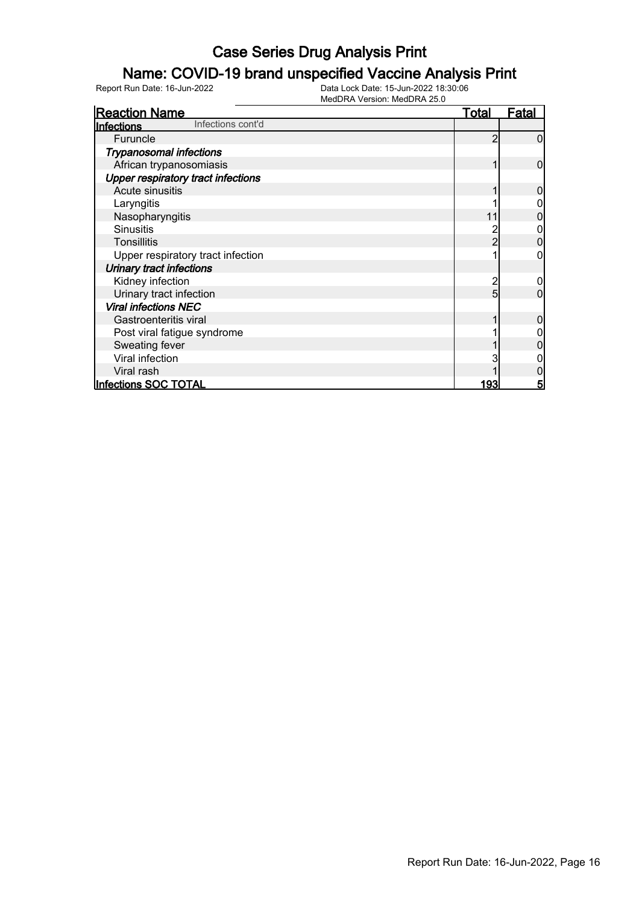# Case Series Drug Analysis Print

## Name: COVID-19 brand unspecified Vaccine Analysis Print

Report Run Date: 16-Jun-2022
Data Lock Date: 15-Jun-2022 18:30:06
MedDRA Version: MedDRA 25.0

| Reaction Name | Total | Fatal |
|---|---|---|
| **Infections** Infections cont'd | | |
| Furuncle | 2 | 0 |
| *Trypanosomal infections* | | |
| African trypanosomiasis | 1 | 0 |
| *Upper respiratory tract infections* | | |
| Acute sinusitis | 1 | 0 |
| Laryngitis | 1 | 0 |
| Nasopharyngitis | 11 | 0 |
| Sinusitis | 2 | 0 |
| Tonsillitis | 2 | 0 |
| Upper respiratory tract infection | 1 | 0 |
| *Urinary tract infections* | | |
| Kidney infection | 2 | 0 |
| Urinary tract infection | 5 | 0 |
| *Viral infections NEC* | | |
| Gastroenteritis viral | 1 | 0 |
| Post viral fatigue syndrome | 1 | 0 |
| Sweating fever | 1 | 0 |
| Viral infection | 3 | 0 |
| Viral rash | 1 | 0 |
| **Infections SOC TOTAL** | **193** | **5** |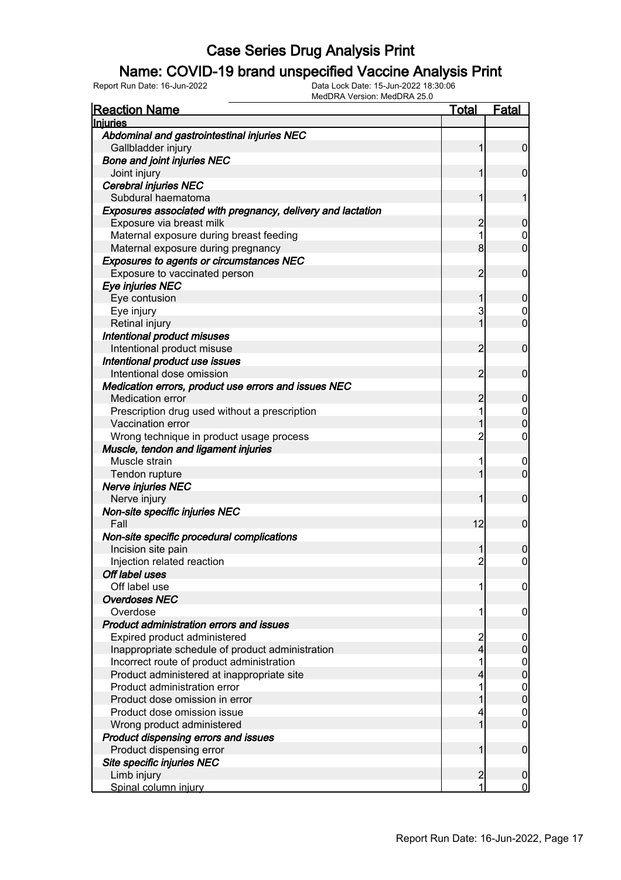# Case Series Drug Analysis Print

## Name: COVID-19 brand unspecified Vaccine Analysis Print

Report Run Date: 16-Jun-2022    Data Lock Date: 15-Jun-2022 18:30:06
MedDRA Version: MedDRA 25.0

| Reaction Name | Total | Fatal |
|---|---|---|
| **Injuries** | | |
| ***Abdominal and gastrointestinal injuries NEC*** | | |
| Gallbladder injury | 1 | 0 |
| ***Bone and joint injuries NEC*** | | |
| Joint injury | 1 | 0 |
| ***Cerebral injuries NEC*** | | |
| Subdural haematoma | 1 | 1 |
| ***Exposures associated with pregnancy, delivery and lactation*** | | |
| Exposure via breast milk | 2 | 0 |
| Maternal exposure during breast feeding | 1 | 0 |
| Maternal exposure during pregnancy | 8 | 0 |
| ***Exposures to agents or circumstances NEC*** | | |
| Exposure to vaccinated person | 2 | 0 |
| ***Eye injuries NEC*** | | |
| Eye contusion | 1 | 0 |
| Eye injury | 3 | 0 |
| Retinal injury | 1 | 0 |
| ***Intentional product misuses*** | | |
| Intentional product misuse | 2 | 0 |
| ***Intentional product use issues*** | | |
| Intentional dose omission | 2 | 0 |
| ***Medication errors, product use errors and issues NEC*** | | |
| Medication error | 2 | 0 |
| Prescription drug used without a prescription | 1 | 0 |
| Vaccination error | 1 | 0 |
| Wrong technique in product usage process | 2 | 0 |
| ***Muscle, tendon and ligament injuries*** | | |
| Muscle strain | 1 | 0 |
| Tendon rupture | 1 | 0 |
| ***Nerve injuries NEC*** | | |
| Nerve injury | 1 | 0 |
| ***Non-site specific injuries NEC*** | | |
| Fall | 12 | 0 |
| ***Non-site specific procedural complications*** | | |
| Incision site pain | 1 | 0 |
| Injection related reaction | 2 | 0 |
| ***Off label uses*** | | |
| Off label use | 1 | 0 |
| ***Overdoses NEC*** | | |
| Overdose | 1 | 0 |
| ***Product administration errors and issues*** | | |
| Expired product administered | 2 | 0 |
| Inappropriate schedule of product administration | 4 | 0 |
| Incorrect route of product administration | 1 | 0 |
| Product administered at inappropriate site | 4 | 0 |
| Product administration error | 1 | 0 |
| Product dose omission in error | 1 | 0 |
| Product dose omission issue | 4 | 0 |
| Wrong product administered | 1 | 0 |
| ***Product dispensing errors and issues*** | | |
| Product dispensing error | 1 | 0 |
| ***Site specific injuries NEC*** | | |
| Limb injury | 2 | 0 |
| Spinal column injury | 1 | 0 |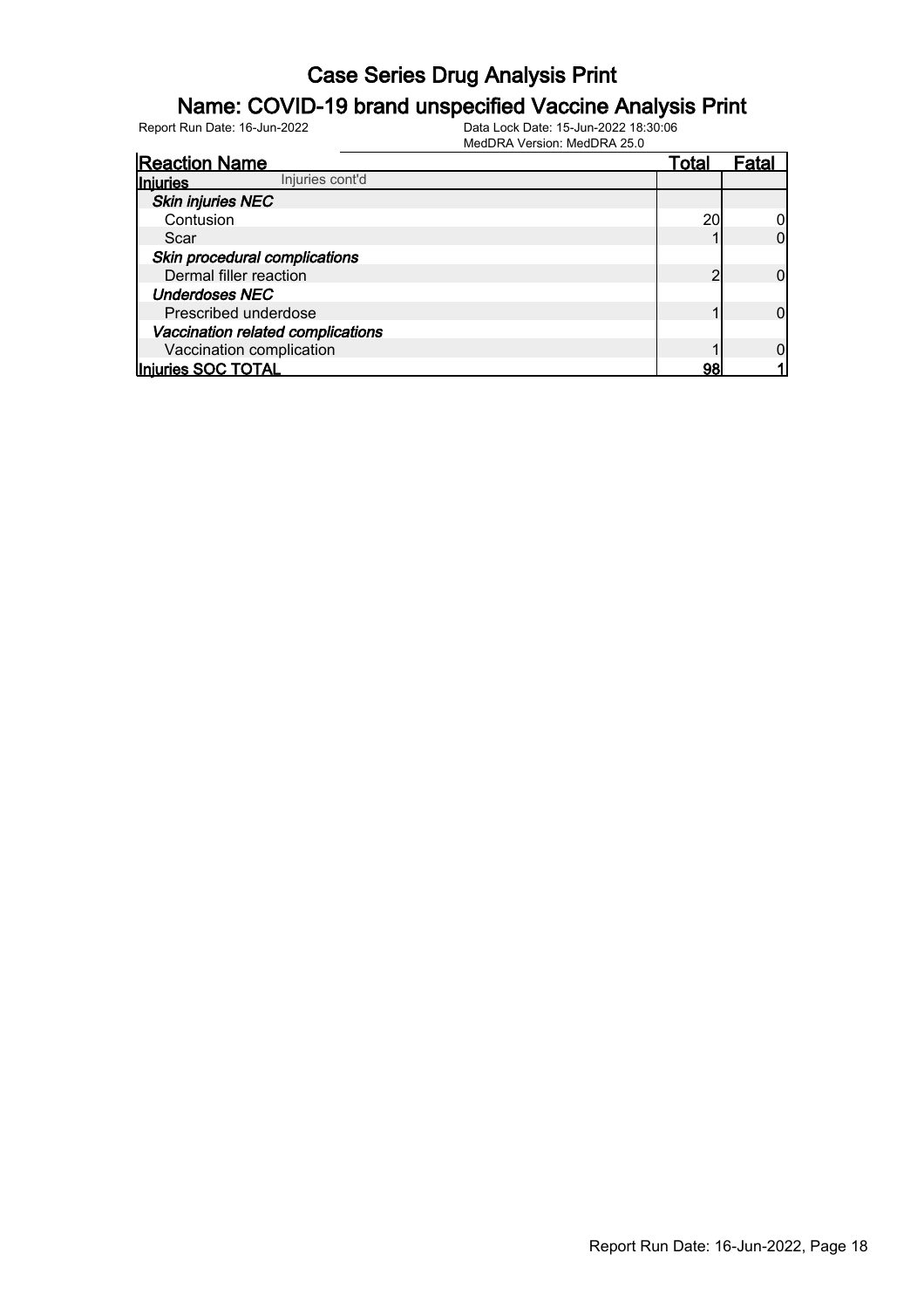# Case Series Drug Analysis Print

## Name: COVID-19 brand unspecified Vaccine Analysis Print

Report Run Date: 16-Jun-2022

Data Lock Date: 15-Jun-2022 18:30:06
MedDRA Version: MedDRA 25.0

| Reaction Name | Total | Fatal |
|---|---|---|
| **Injuries** Injuries cont'd | | |
| ***Skin injuries NEC*** | | |
| Contusion | 20 | 0 |
| Scar | 1 | 0 |
| ***Skin procedural complications*** | | |
| Dermal filler reaction | 2 | 0 |
| ***Underdoses NEC*** | | |
| Prescribed underdose | 1 | 0 |
| ***Vaccination related complications*** | | |
| Vaccination complication | 1 | 0 |
| **Injuries SOC TOTAL** | **98** | **1** |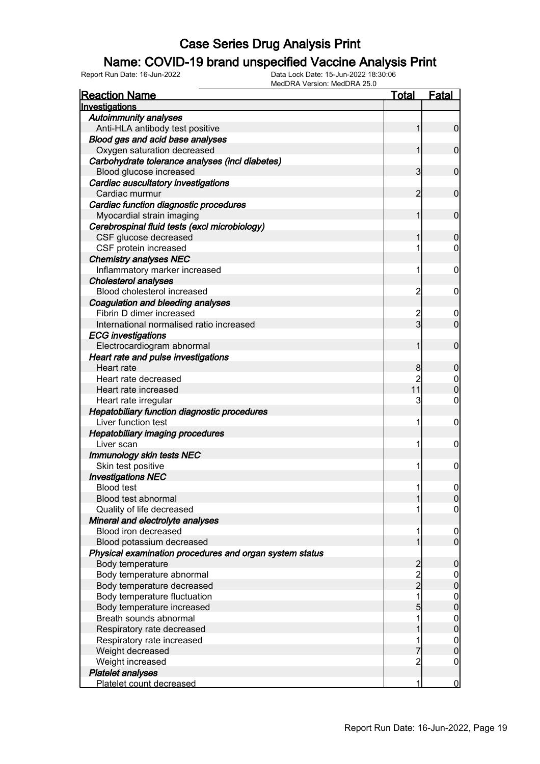# Case Series Drug Analysis Print

## Name: COVID-19 brand unspecified Vaccine Analysis Print

Report Run Date: 16-Jun-2022    Data Lock Date: 15-Jun-2022 18:30:06
MedDRA Version: MedDRA 25.0

| Reaction Name | Total | Fatal |
|---|---|---|
| **Investigations** | | |
| ***Autoimmunity analyses*** | | |
| Anti-HLA antibody test positive | 1 | 0 |
| ***Blood gas and acid base analyses*** | | |
| Oxygen saturation decreased | 1 | 0 |
| ***Carbohydrate tolerance analyses (incl diabetes)*** | | |
| Blood glucose increased | 3 | 0 |
| ***Cardiac auscultatory investigations*** | | |
| Cardiac murmur | 2 | 0 |
| ***Cardiac function diagnostic procedures*** | | |
| Myocardial strain imaging | 1 | 0 |
| ***Cerebrospinal fluid tests (excl microbiology)*** | | |
| CSF glucose decreased | 1 | 0 |
| CSF protein increased | 1 | 0 |
| ***Chemistry analyses NEC*** | | |
| Inflammatory marker increased | 1 | 0 |
| ***Cholesterol analyses*** | | |
| Blood cholesterol increased | 2 | 0 |
| ***Coagulation and bleeding analyses*** | | |
| Fibrin D dimer increased | 2 | 0 |
| International normalised ratio increased | 3 | 0 |
| ***ECG investigations*** | | |
| Electrocardiogram abnormal | 1 | 0 |
| ***Heart rate and pulse investigations*** | | |
| Heart rate | 8 | 0 |
| Heart rate decreased | 2 | 0 |
| Heart rate increased | 11 | 0 |
| Heart rate irregular | 3 | 0 |
| ***Hepatobiliary function diagnostic procedures*** | | |
| Liver function test | 1 | 0 |
| ***Hepatobiliary imaging procedures*** | | |
| Liver scan | 1 | 0 |
| ***Immunology skin tests NEC*** | | |
| Skin test positive | 1 | 0 |
| ***Investigations NEC*** | | |
| Blood test | 1 | 0 |
| Blood test abnormal | 1 | 0 |
| Quality of life decreased | 1 | 0 |
| ***Mineral and electrolyte analyses*** | | |
| Blood iron decreased | 1 | 0 |
| Blood potassium decreased | 1 | 0 |
| ***Physical examination procedures and organ system status*** | | |
| Body temperature | 2 | 0 |
| Body temperature abnormal | 2 | 0 |
| Body temperature decreased | 2 | 0 |
| Body temperature fluctuation | 1 | 0 |
| Body temperature increased | 5 | 0 |
| Breath sounds abnormal | 1 | 0 |
| Respiratory rate decreased | 1 | 0 |
| Respiratory rate increased | 1 | 0 |
| Weight decreased | 7 | 0 |
| Weight increased | 2 | 0 |
| ***Platelet analyses*** | | |
| Platelet count decreased | 1 | 0 |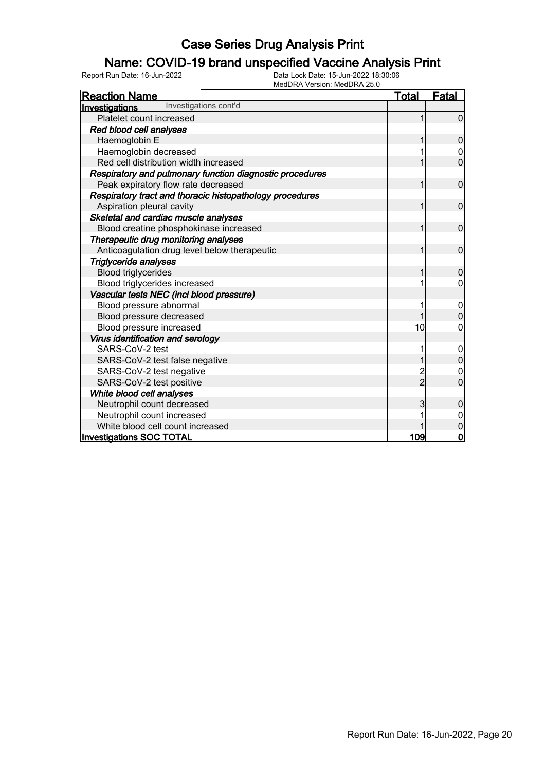# Case Series Drug Analysis Print

## Name: COVID-19 brand unspecified Vaccine Analysis Print

Report Run Date: 16-Jun-2022

Data Lock Date: 15-Jun-2022 18:30:06

MedDRA Version: MedDRA 25.0

| Reaction Name | Total | Fatal |
|---|---|---|
| **Investigations** Investigations cont'd | | |
| Platelet count increased | 1 | 0 |
| ***Red blood cell analyses*** | | |
| Haemoglobin E | 1 | 0 |
| Haemoglobin decreased | 1 | 0 |
| Red cell distribution width increased | 1 | 0 |
| ***Respiratory and pulmonary function diagnostic procedures*** | | |
| Peak expiratory flow rate decreased | 1 | 0 |
| ***Respiratory tract and thoracic histopathology procedures*** | | |
| Aspiration pleural cavity | 1 | 0 |
| ***Skeletal and cardiac muscle analyses*** | | |
| Blood creatine phosphokinase increased | 1 | 0 |
| ***Therapeutic drug monitoring analyses*** | | |
| Anticoagulation drug level below therapeutic | 1 | 0 |
| ***Triglyceride analyses*** | | |
| Blood triglycerides | 1 | 0 |
| Blood triglycerides increased | 1 | 0 |
| ***Vascular tests NEC (incl blood pressure)*** | | |
| Blood pressure abnormal | 1 | 0 |
| Blood pressure decreased | 1 | 0 |
| Blood pressure increased | 10 | 0 |
| ***Virus identification and serology*** | | |
| SARS-CoV-2 test | 1 | 0 |
| SARS-CoV-2 test false negative | 1 | 0 |
| SARS-CoV-2 test negative | 2 | 0 |
| SARS-CoV-2 test positive | 2 | 0 |
| ***White blood cell analyses*** | | |
| Neutrophil count decreased | 3 | 0 |
| Neutrophil count increased | 1 | 0 |
| White blood cell count increased | 1 | 0 |
| **Investigations SOC TOTAL** | **109** | **0** |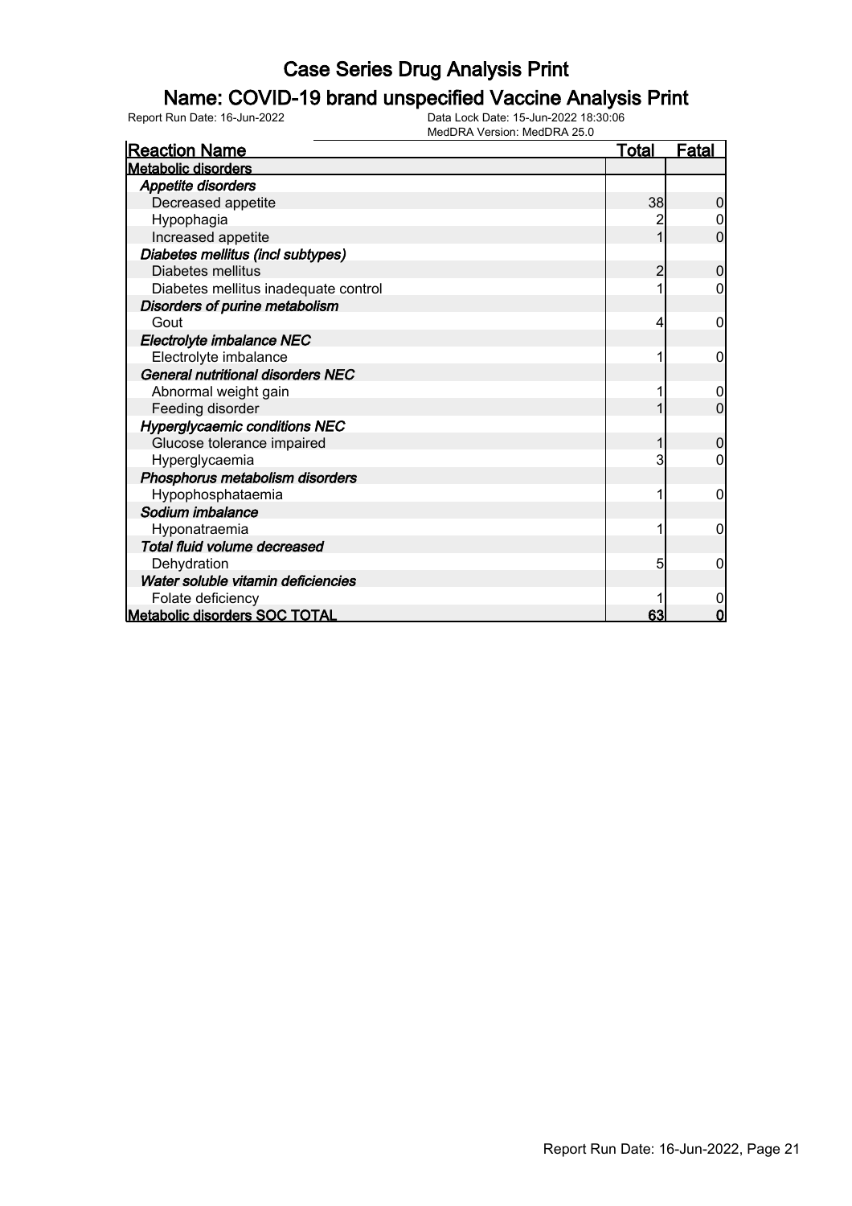# Case Series Drug Analysis Print

## Name: COVID-19 brand unspecified Vaccine Analysis Print

Report Run Date: 16-Jun-2022    Data Lock Date: 15-Jun-2022 18:30:06
MedDRA Version: MedDRA 25.0

| Reaction Name | Total | Fatal |
|---|---|---|
| **Metabolic disorders** | | |
| ***Appetite disorders*** | | |
| Decreased appetite | 38 | 0 |
| Hypophagia | 2 | 0 |
| Increased appetite | 1 | 0 |
| ***Diabetes mellitus (incl subtypes)*** | | |
| Diabetes mellitus | 2 | 0 |
| Diabetes mellitus inadequate control | 1 | 0 |
| ***Disorders of purine metabolism*** | | |
| Gout | 4 | 0 |
| ***Electrolyte imbalance NEC*** | | |
| Electrolyte imbalance | 1 | 0 |
| ***General nutritional disorders NEC*** | | |
| Abnormal weight gain | 1 | 0 |
| Feeding disorder | 1 | 0 |
| ***Hyperglycaemic conditions NEC*** | | |
| Glucose tolerance impaired | 1 | 0 |
| Hyperglycaemia | 3 | 0 |
| ***Phosphorus metabolism disorders*** | | |
| Hypophosphataemia | 1 | 0 |
| ***Sodium imbalance*** | | |
| Hyponatraemia | 1 | 0 |
| ***Total fluid volume decreased*** | | |
| Dehydration | 5 | 0 |
| ***Water soluble vitamin deficiencies*** | | |
| Folate deficiency | 1 | 0 |
| **Metabolic disorders SOC TOTAL** | **63** | **0** |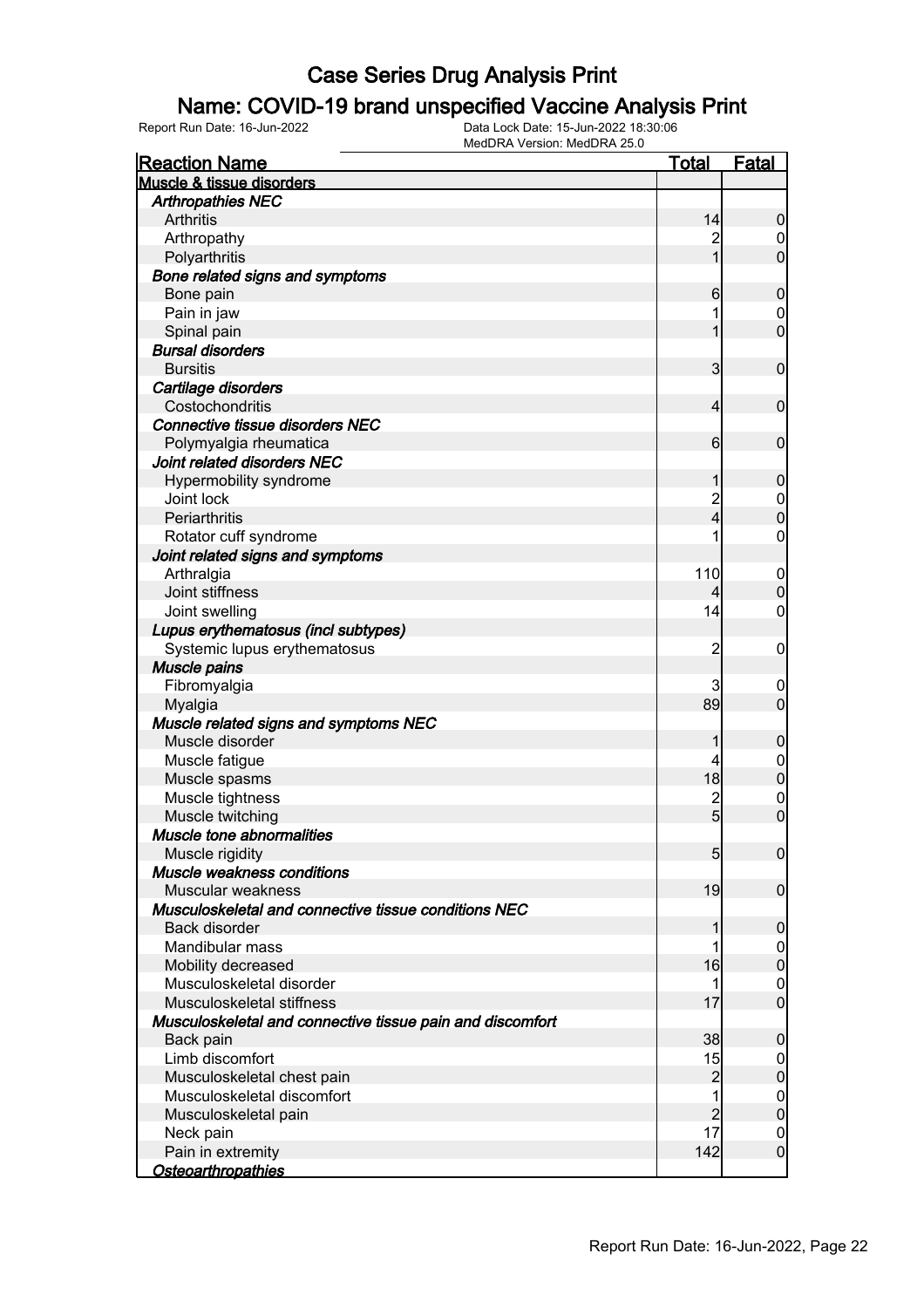# Case Series Drug Analysis Print

## Name: COVID-19 brand unspecified Vaccine Analysis Print

Report Run Date: 16-Jun-2022

Data Lock Date: 15-Jun-2022 18:30:06

MedDRA Version: MedDRA 25.0

| Reaction Name | Total | Fatal |
|---|---|---|
| **Muscle & tissue disorders** | | |
| ***Arthropathies NEC*** | | |
| Arthritis | 14 | 0 |
| Arthropathy | 2 | 0 |
| Polyarthritis | 1 | 0 |
| ***Bone related signs and symptoms*** | | |
| Bone pain | 6 | 0 |
| Pain in jaw | 1 | 0 |
| Spinal pain | 1 | 0 |
| ***Bursal disorders*** | | |
| Bursitis | 3 | 0 |
| ***Cartilage disorders*** | | |
| Costochondritis | 4 | 0 |
| ***Connective tissue disorders NEC*** | | |
| Polymyalgia rheumatica | 6 | 0 |
| ***Joint related disorders NEC*** | | |
| Hypermobility syndrome | 1 | 0 |
| Joint lock | 2 | 0 |
| Periarthritis | 4 | 0 |
| Rotator cuff syndrome | 1 | 0 |
| ***Joint related signs and symptoms*** | | |
| Arthralgia | 110 | 0 |
| Joint stiffness | 4 | 0 |
| Joint swelling | 14 | 0 |
| ***Lupus erythematosus (incl subtypes)*** | | |
| Systemic lupus erythematosus | 2 | 0 |
| ***Muscle pains*** | | |
| Fibromyalgia | 3 | 0 |
| Myalgia | 89 | 0 |
| ***Muscle related signs and symptoms NEC*** | | |
| Muscle disorder | 1 | 0 |
| Muscle fatigue | 4 | 0 |
| Muscle spasms | 18 | 0 |
| Muscle tightness | 2 | 0 |
| Muscle twitching | 5 | 0 |
| ***Muscle tone abnormalities*** | | |
| Muscle rigidity | 5 | 0 |
| ***Muscle weakness conditions*** | | |
| Muscular weakness | 19 | 0 |
| ***Musculoskeletal and connective tissue conditions NEC*** | | |
| Back disorder | 1 | 0 |
| Mandibular mass | 1 | 0 |
| Mobility decreased | 16 | 0 |
| Musculoskeletal disorder | 1 | 0 |
| Musculoskeletal stiffness | 17 | 0 |
| ***Musculoskeletal and connective tissue pain and discomfort*** | | |
| Back pain | 38 | 0 |
| Limb discomfort | 15 | 0 |
| Musculoskeletal chest pain | 2 | 0 |
| Musculoskeletal discomfort | 1 | 0 |
| Musculoskeletal pain | 2 | 0 |
| Neck pain | 17 | 0 |
| Pain in extremity | 142 | 0 |
| ***Osteoarthropathies*** | | |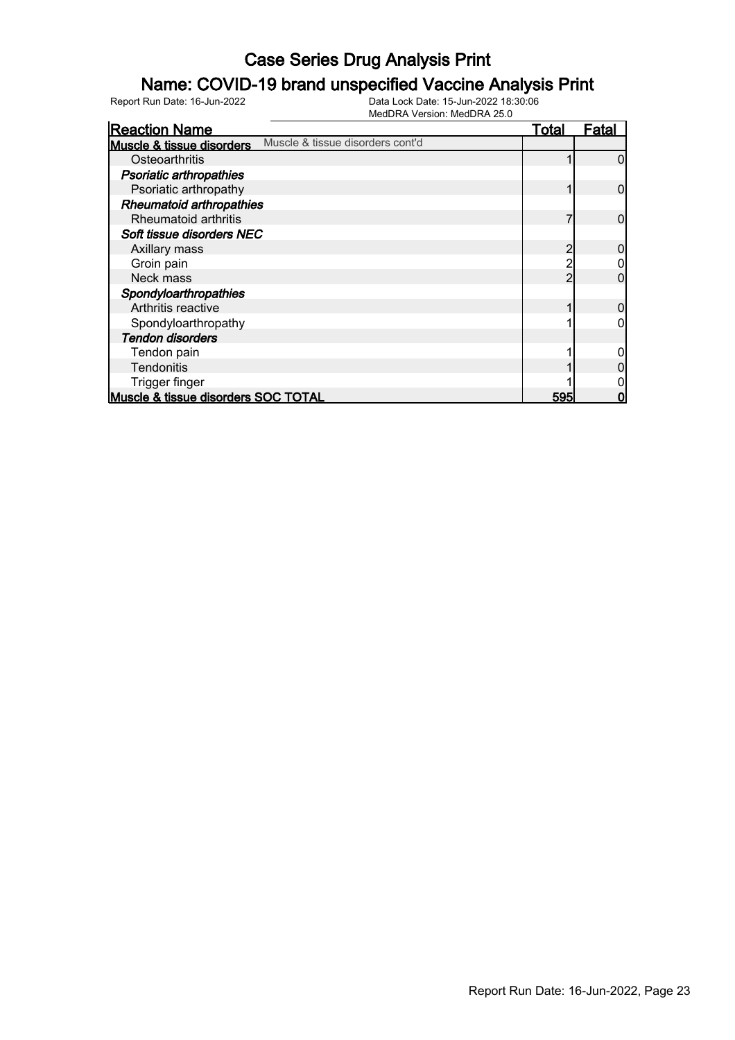# Case Series Drug Analysis Print

## Name: COVID-19 brand unspecified Vaccine Analysis Print

Report Run Date: 16-Jun-2022

Data Lock Date: 15-Jun-2022 18:30:06
MedDRA Version: MedDRA 25.0

| Reaction Name | Total | Fatal |
|---|---|---|
| **Muscle & tissue disorders** Muscle & tissue disorders cont'd | | |
| Osteoarthritis | 1 | 0 |
| ***Psoriatic arthropathies*** | | |
| Psoriatic arthropathy | 1 | 0 |
| ***Rheumatoid arthropathies*** | | |
| Rheumatoid arthritis | 7 | 0 |
| ***Soft tissue disorders NEC*** | | |
| Axillary mass | 2 | 0 |
| Groin pain | 2 | 0 |
| Neck mass | 2 | 0 |
| ***Spondyloarthropathies*** | | |
| Arthritis reactive | 1 | 0 |
| Spondyloarthropathy | 1 | 0 |
| ***Tendon disorders*** | | |
| Tendon pain | 1 | 0 |
| Tendonitis | 1 | 0 |
| Trigger finger | 1 | 0 |
| **Muscle & tissue disorders SOC TOTAL** | **595** | **0** |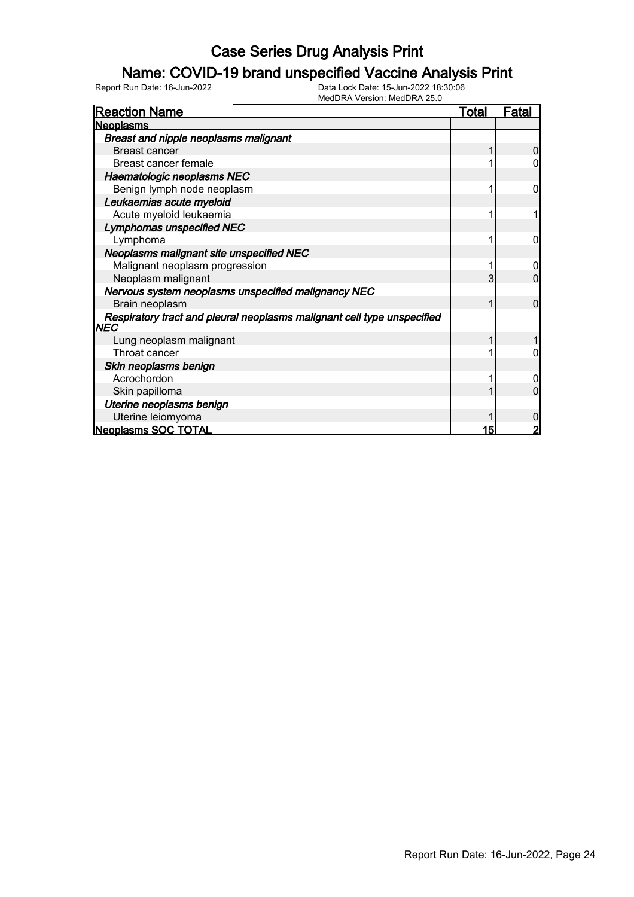# Case Series Drug Analysis Print

## Name: COVID-19 brand unspecified Vaccine Analysis Print

Report Run Date: 16-Jun-2022

Data Lock Date: 15-Jun-2022 18:30:06

MedDRA Version: MedDRA 25.0

| Reaction Name | Total | Fatal |
|---|---|---|
| **Neoplasms** | | |
| ***Breast and nipple neoplasms malignant*** | | |
| Breast cancer | 1 | 0 |
| Breast cancer female | 1 | 0 |
| ***Haematologic neoplasms NEC*** | | |
| Benign lymph node neoplasm | 1 | 0 |
| ***Leukaemias acute myeloid*** | | |
| Acute myeloid leukaemia | 1 | 1 |
| ***Lymphomas unspecified NEC*** | | |
| Lymphoma | 1 | 0 |
| ***Neoplasms malignant site unspecified NEC*** | | |
| Malignant neoplasm progression | 1 | 0 |
| Neoplasm malignant | 3 | 0 |
| ***Nervous system neoplasms unspecified malignancy NEC*** | | |
| Brain neoplasm | 1 | 0 |
| ***Respiratory tract and pleural neoplasms malignant cell type unspecified NEC*** | | |
| Lung neoplasm malignant | 1 | 1 |
| Throat cancer | 1 | 0 |
| ***Skin neoplasms benign*** | | |
| Acrochordon | 1 | 0 |
| Skin papilloma | 1 | 0 |
| ***Uterine neoplasms benign*** | | |
| Uterine leiomyoma | 1 | 0 |
| **Neoplasms SOC TOTAL** | **15** | **2** |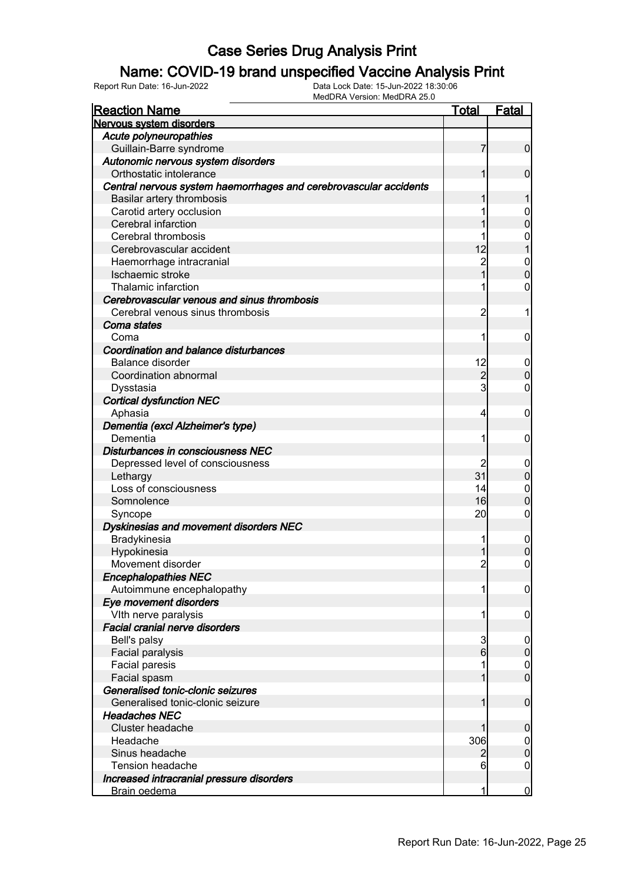# Case Series Drug Analysis Print

## Name: COVID-19 brand unspecified Vaccine Analysis Print

Report Run Date: 16-Jun-2022    Data Lock Date: 15-Jun-2022 18:30:06
MedDRA Version: MedDRA 25.0

| Reaction Name | Total | Fatal |
|---|---|---|
| **Nervous system disorders** | | |
| ***Acute polyneuropathies*** | | |
| Guillain-Barre syndrome | 7 | 0 |
| ***Autonomic nervous system disorders*** | | |
| Orthostatic intolerance | 1 | 0 |
| ***Central nervous system haemorrhages and cerebrovascular accidents*** | | |
| Basilar artery thrombosis | 1 | 1 |
| Carotid artery occlusion | 1 | 0 |
| Cerebral infarction | 1 | 0 |
| Cerebral thrombosis | 1 | 0 |
| Cerebrovascular accident | 12 | 1 |
| Haemorrhage intracranial | 2 | 0 |
| Ischaemic stroke | 1 | 0 |
| Thalamic infarction | 1 | 0 |
| ***Cerebrovascular venous and sinus thrombosis*** | | |
| Cerebral venous sinus thrombosis | 2 | 1 |
| ***Coma states*** | | |
| Coma | 1 | 0 |
| ***Coordination and balance disturbances*** | | |
| Balance disorder | 12 | 0 |
| Coordination abnormal | 2 | 0 |
| Dysstasia | 3 | 0 |
| ***Cortical dysfunction NEC*** | | |
| Aphasia | 4 | 0 |
| ***Dementia (excl Alzheimer's type)*** | | |
| Dementia | 1 | 0 |
| ***Disturbances in consciousness NEC*** | | |
| Depressed level of consciousness | 2 | 0 |
| Lethargy | 31 | 0 |
| Loss of consciousness | 14 | 0 |
| Somnolence | 16 | 0 |
| Syncope | 20 | 0 |
| ***Dyskinesias and movement disorders NEC*** | | |
| Bradykinesia | 1 | 0 |
| Hypokinesia | 1 | 0 |
| Movement disorder | 2 | 0 |
| ***Encephalopathies NEC*** | | |
| Autoimmune encephalopathy | 1 | 0 |
| ***Eye movement disorders*** | | |
| VIth nerve paralysis | 1 | 0 |
| ***Facial cranial nerve disorders*** | | |
| Bell's palsy | 3 | 0 |
| Facial paralysis | 6 | 0 |
| Facial paresis | 1 | 0 |
| Facial spasm | 1 | 0 |
| ***Generalised tonic-clonic seizures*** | | |
| Generalised tonic-clonic seizure | 1 | 0 |
| ***Headaches NEC*** | | |
| Cluster headache | 1 | 0 |
| Headache | 306 | 0 |
| Sinus headache | 2 | 0 |
| Tension headache | 6 | 0 |
| ***Increased intracranial pressure disorders*** | | |
| Brain oedema | 1 | 0 |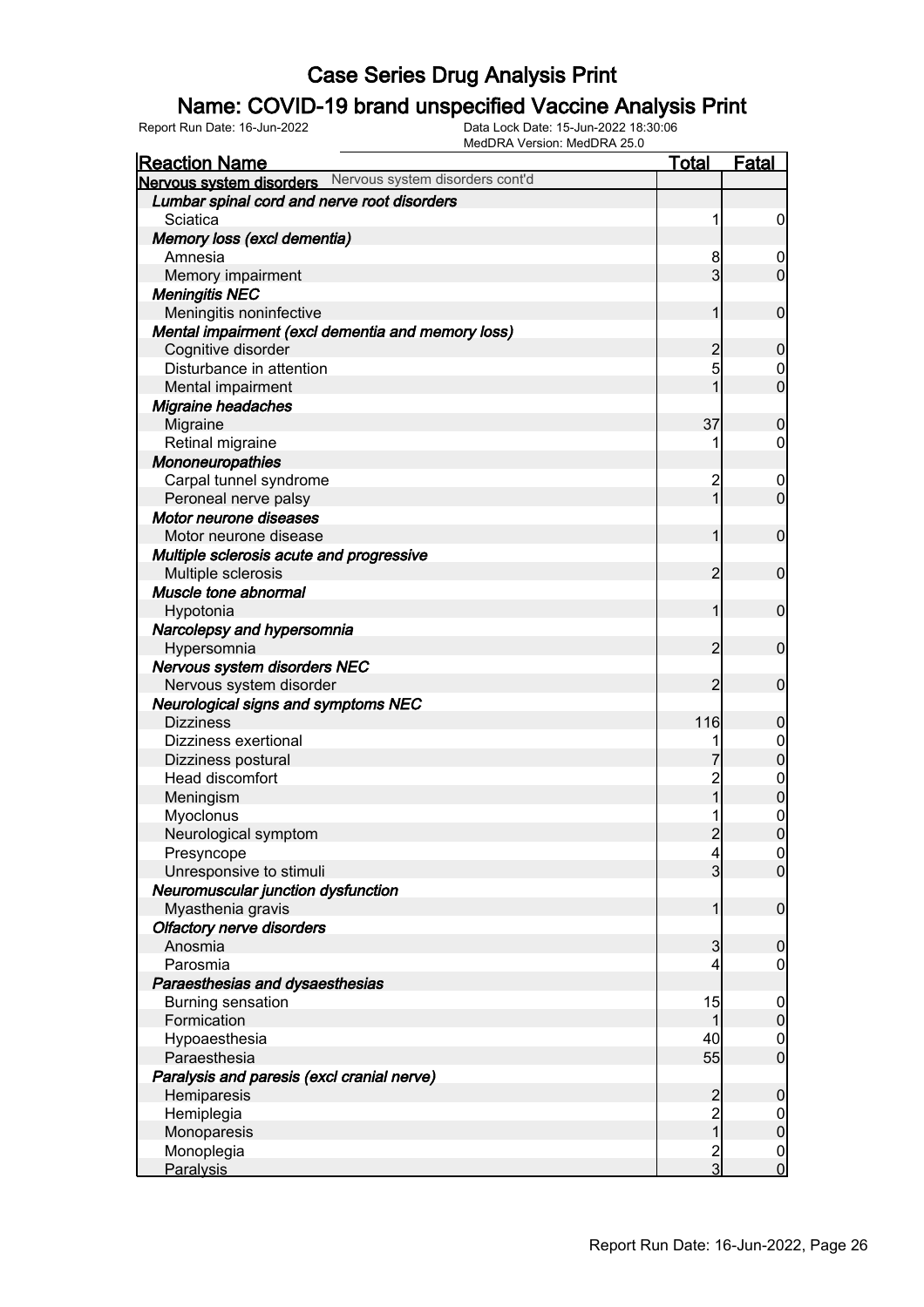# Case Series Drug Analysis Print

## Name: COVID-19 brand unspecified Vaccine Analysis Print

Report Run Date: 16-Jun-2022    Data Lock Date: 15-Jun-2022 18:30:06
MedDRA Version: MedDRA 25.0

| Reaction Name | Total | Fatal |
|---|---|---|
| **Nervous system disorders** Nervous system disorders cont'd | | |
| ***Lumbar spinal cord and nerve root disorders*** | | |
| Sciatica | 1 | 0 |
| ***Memory loss (excl dementia)*** | | |
| Amnesia | 8 | 0 |
| Memory impairment | 3 | 0 |
| ***Meningitis NEC*** | | |
| Meningitis noninfective | 1 | 0 |
| ***Mental impairment (excl dementia and memory loss)*** | | |
| Cognitive disorder | 2 | 0 |
| Disturbance in attention | 5 | 0 |
| Mental impairment | 1 | 0 |
| ***Migraine headaches*** | | |
| Migraine | 37 | 0 |
| Retinal migraine | 1 | 0 |
| ***Mononeuropathies*** | | |
| Carpal tunnel syndrome | 2 | 0 |
| Peroneal nerve palsy | 1 | 0 |
| ***Motor neurone diseases*** | | |
| Motor neurone disease | 1 | 0 |
| ***Multiple sclerosis acute and progressive*** | | |
| Multiple sclerosis | 2 | 0 |
| ***Muscle tone abnormal*** | | |
| Hypotonia | 1 | 0 |
| ***Narcolepsy and hypersomnia*** | | |
| Hypersomnia | 2 | 0 |
| ***Nervous system disorders NEC*** | | |
| Nervous system disorder | 2 | 0 |
| ***Neurological signs and symptoms NEC*** | | |
| Dizziness | 116 | 0 |
| Dizziness exertional | 1 | 0 |
| Dizziness postural | 7 | 0 |
| Head discomfort | 2 | 0 |
| Meningism | 1 | 0 |
| Myoclonus | 1 | 0 |
| Neurological symptom | 2 | 0 |
| Presyncope | 4 | 0 |
| Unresponsive to stimuli | 3 | 0 |
| ***Neuromuscular junction dysfunction*** | | |
| Myasthenia gravis | 1 | 0 |
| ***Olfactory nerve disorders*** | | |
| Anosmia | 3 | 0 |
| Parosmia | 4 | 0 |
| ***Paraesthesias and dysaesthesias*** | | |
| Burning sensation | 15 | 0 |
| Formication | 1 | 0 |
| Hypoaesthesia | 40 | 0 |
| Paraesthesia | 55 | 0 |
| ***Paralysis and paresis (excl cranial nerve)*** | | |
| Hemiparesis | 2 | 0 |
| Hemiplegia | 2 | 0 |
| Monoparesis | 1 | 0 |
| Monoplegia | 2 | 0 |
| Paralysis | 3 | 0 |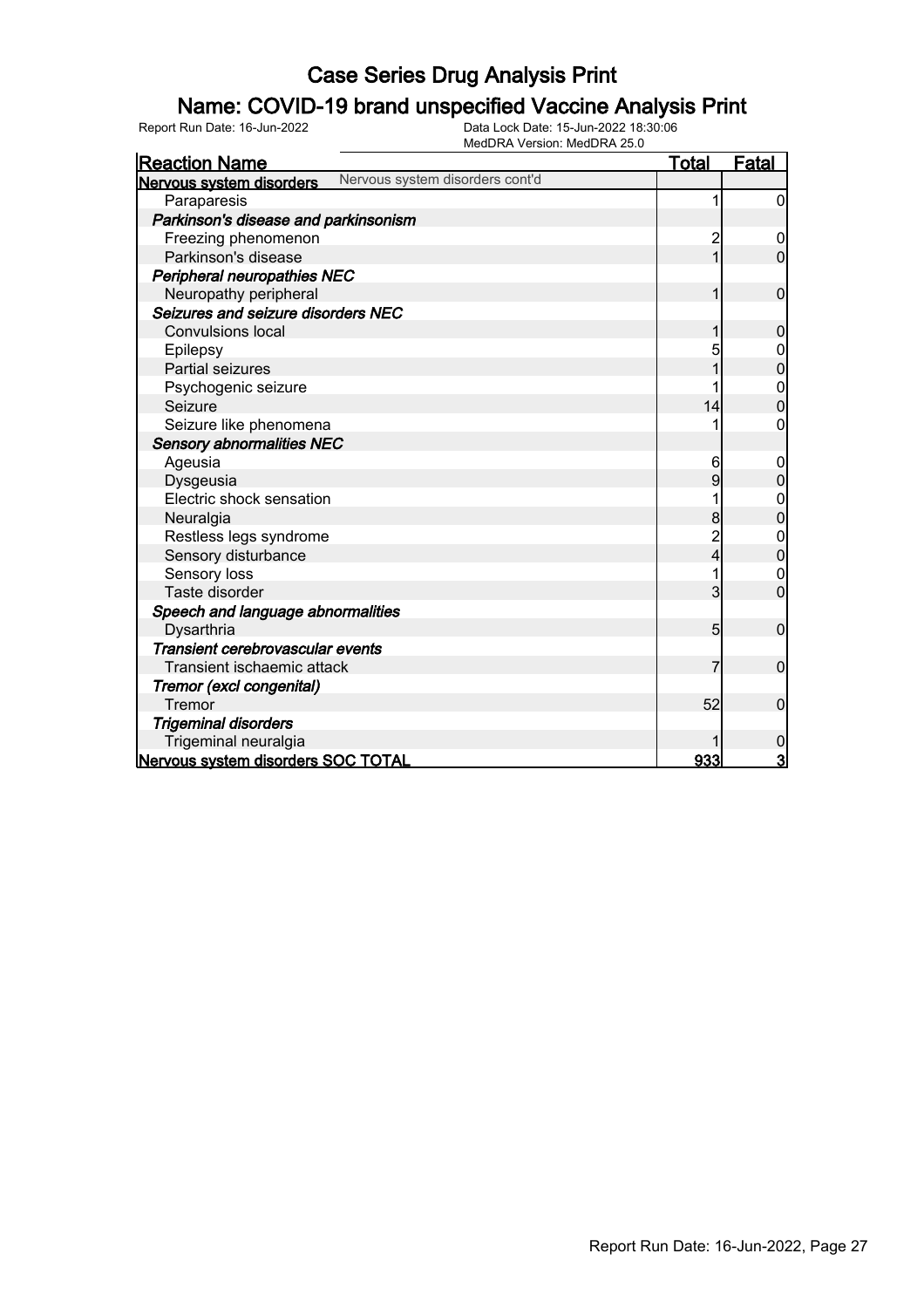# Case Series Drug Analysis Print

## Name: COVID-19 brand unspecified Vaccine Analysis Print

Report Run Date: 16-Jun-2022 | Data Lock Date: 15-Jun-2022 18:30:06 | MedDRA Version: MedDRA 25.0

| Reaction Name | Total | Fatal |
|---|---|---|
| **Nervous system disorders** Nervous system disorders cont'd | | |
| Paraparesis | 1 | 0 |
| ***Parkinson's disease and parkinsonism*** | | |
| Freezing phenomenon | 2 | 0 |
| Parkinson's disease | 1 | 0 |
| ***Peripheral neuropathies NEC*** | | |
| Neuropathy peripheral | 1 | 0 |
| ***Seizures and seizure disorders NEC*** | | |
| Convulsions local | 1 | 0 |
| Epilepsy | 5 | 0 |
| Partial seizures | 1 | 0 |
| Psychogenic seizure | 1 | 0 |
| Seizure | 14 | 0 |
| Seizure like phenomena | 1 | 0 |
| ***Sensory abnormalities NEC*** | | |
| Ageusia | 6 | 0 |
| Dysgeusia | 9 | 0 |
| Electric shock sensation | 1 | 0 |
| Neuralgia | 8 | 0 |
| Restless legs syndrome | 2 | 0 |
| Sensory disturbance | 4 | 0 |
| Sensory loss | 1 | 0 |
| Taste disorder | 3 | 0 |
| ***Speech and language abnormalities*** | | |
| Dysarthria | 5 | 0 |
| ***Transient cerebrovascular events*** | | |
| Transient ischaemic attack | 7 | 0 |
| ***Tremor (excl congenital)*** | | |
| Tremor | 52 | 0 |
| ***Trigeminal disorders*** | | |
| Trigeminal neuralgia | 1 | 0 |
| **Nervous system disorders SOC TOTAL** | **933** | **3** |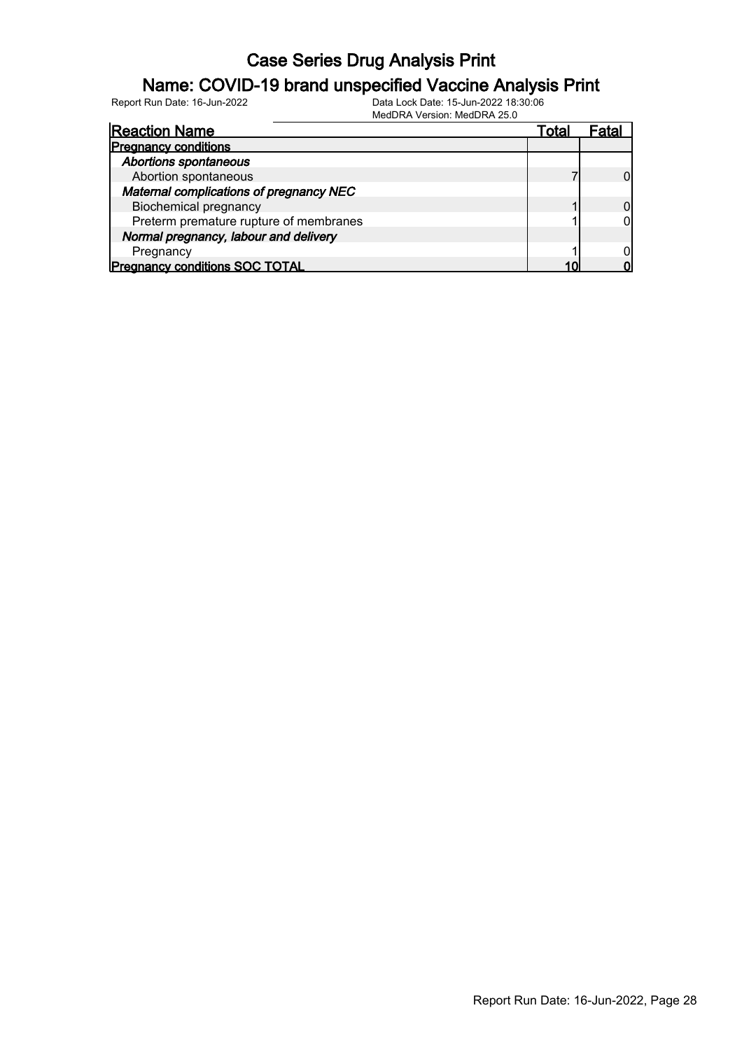# Case Series Drug Analysis Print

## Name: COVID-19 brand unspecified Vaccine Analysis Print

Report Run Date: 16-Jun-2022 | Data Lock Date: 15-Jun-2022 18:30:06 | MedDRA Version: MedDRA 25.0

| Reaction Name | Total | Fatal |
|---|---|---|
| **Pregnancy conditions** | | |
| ***Abortions spontaneous*** | | |
| Abortion spontaneous | 7 | 0 |
| ***Maternal complications of pregnancy NEC*** | | |
| Biochemical pregnancy | 1 | 0 |
| Preterm premature rupture of membranes | 1 | 0 |
| ***Normal pregnancy, labour and delivery*** | | |
| Pregnancy | 1 | 0 |
| **Pregnancy conditions SOC TOTAL** | **10** | **0** |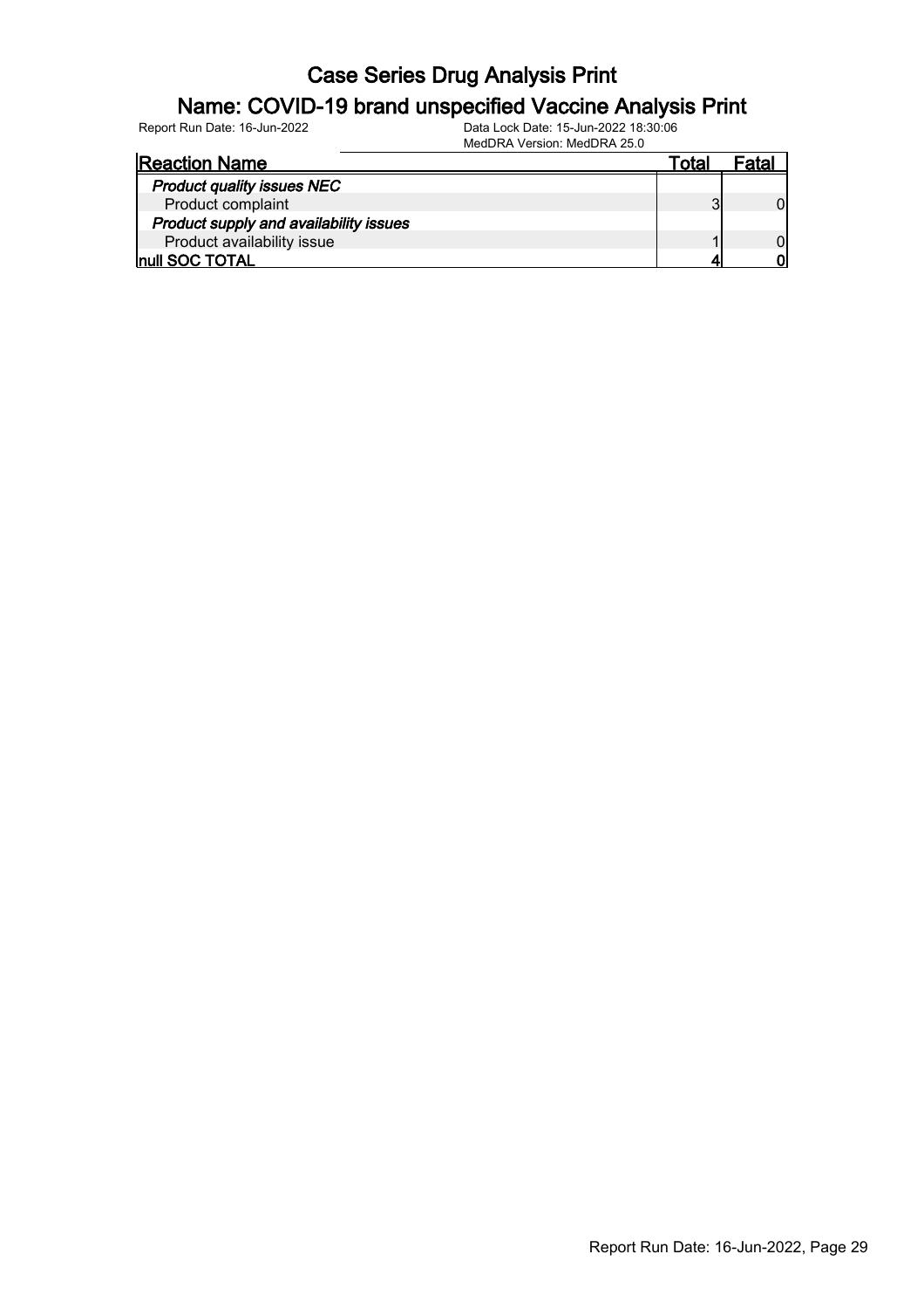# Case Series Drug Analysis Print

## Name: COVID-19 brand unspecified Vaccine Analysis Print

Report Run Date: 16-Jun-2022

Data Lock Date: 15-Jun-2022 18:30:06
MedDRA Version: MedDRA 25.0

| Reaction Name | Total | Fatal |
| --- | --- | --- |
| ***Product quality issues NEC*** | | |
| Product complaint | 3 | 0 |
| ***Product supply and availability issues*** | | |
| Product availability issue | 1 | 0 |
| **null SOC TOTAL** | **4** | **0** |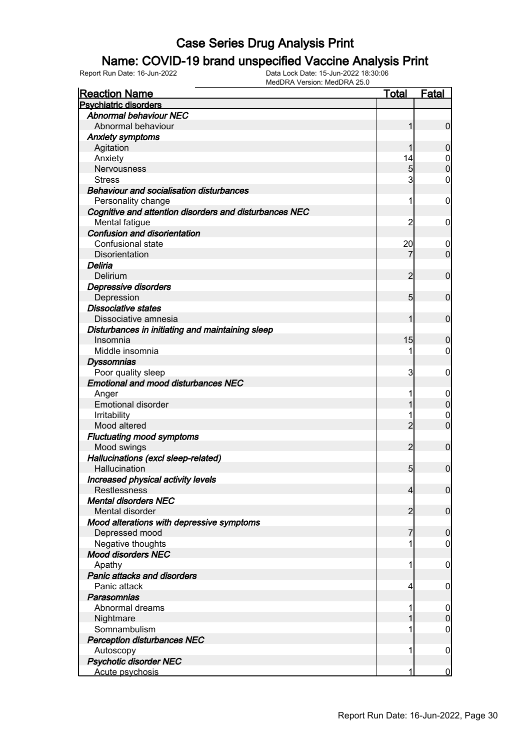# Case Series Drug Analysis Print

## Name: COVID-19 brand unspecified Vaccine Analysis Print

Report Run Date: 16-Jun-2022 | Data Lock Date: 15-Jun-2022 18:30:06 | MedDRA Version: MedDRA 25.0

| Reaction Name | Total | Fatal |
|---|---|---|
| **Psychiatric disorders** | | |
| ***Abnormal behaviour NEC*** | | |
| Abnormal behaviour | 1 | 0 |
| ***Anxiety symptoms*** | | |
| Agitation | 1 | 0 |
| Anxiety | 14 | 0 |
| Nervousness | 5 | 0 |
| Stress | 3 | 0 |
| ***Behaviour and socialisation disturbances*** | | |
| Personality change | 1 | 0 |
| ***Cognitive and attention disorders and disturbances NEC*** | | |
| Mental fatigue | 2 | 0 |
| ***Confusion and disorientation*** | | |
| Confusional state | 20 | 0 |
| Disorientation | 7 | 0 |
| ***Deliria*** | | |
| Delirium | 2 | 0 |
| ***Depressive disorders*** | | |
| Depression | 5 | 0 |
| ***Dissociative states*** | | |
| Dissociative amnesia | 1 | 0 |
| ***Disturbances in initiating and maintaining sleep*** | | |
| Insomnia | 15 | 0 |
| Middle insomnia | 1 | 0 |
| ***Dyssomnias*** | | |
| Poor quality sleep | 3 | 0 |
| ***Emotional and mood disturbances NEC*** | | |
| Anger | 1 | 0 |
| Emotional disorder | 1 | 0 |
| Irritability | 1 | 0 |
| Mood altered | 2 | 0 |
| ***Fluctuating mood symptoms*** | | |
| Mood swings | 2 | 0 |
| ***Hallucinations (excl sleep-related)*** | | |
| Hallucination | 5 | 0 |
| ***Increased physical activity levels*** | | |
| Restlessness | 4 | 0 |
| ***Mental disorders NEC*** | | |
| Mental disorder | 2 | 0 |
| ***Mood alterations with depressive symptoms*** | | |
| Depressed mood | 7 | 0 |
| Negative thoughts | 1 | 0 |
| ***Mood disorders NEC*** | | |
| Apathy | 1 | 0 |
| ***Panic attacks and disorders*** | | |
| Panic attack | 4 | 0 |
| ***Parasomnias*** | | |
| Abnormal dreams | 1 | 0 |
| Nightmare | 1 | 0 |
| Somnambulism | 1 | 0 |
| ***Perception disturbances NEC*** | | |
| Autoscopy | 1 | 0 |
| ***Psychotic disorder NEC*** | | |
| Acute psychosis | 1 | 0 |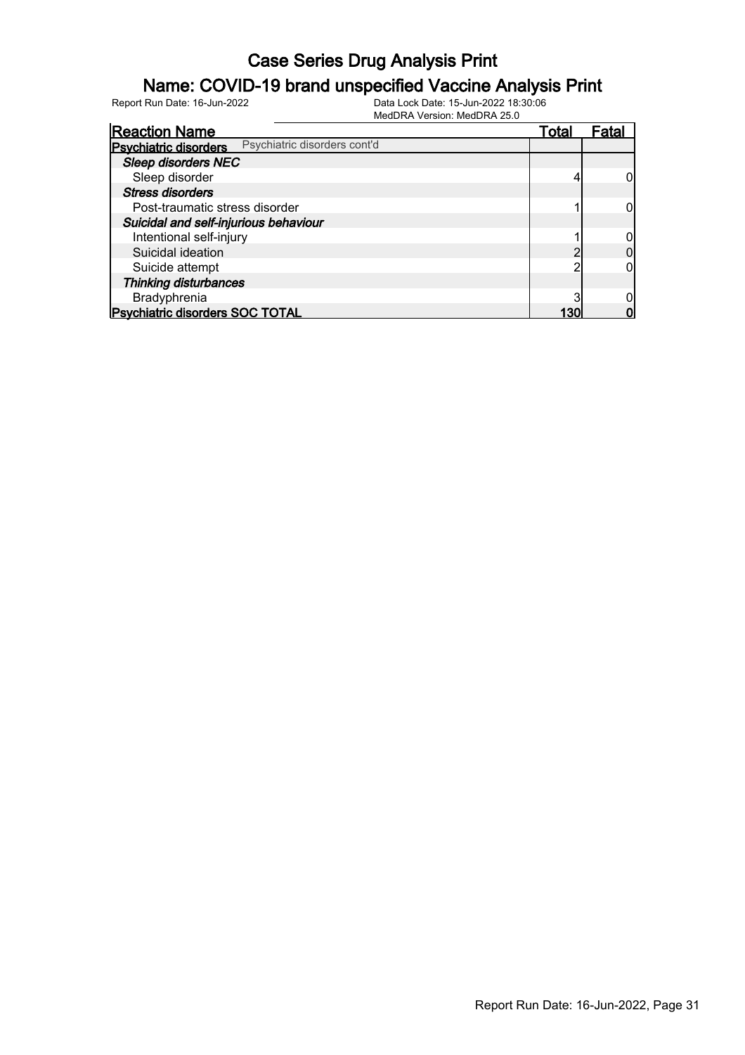# Case Series Drug Analysis Print

## Name: COVID-19 brand unspecified Vaccine Analysis Print

Report Run Date: 16-Jun-2022 | Data Lock Date: 15-Jun-2022 18:30:06 | MedDRA Version: MedDRA 25.0

| Reaction Name | Total | Fatal |
|---|---|---|
| **Psychiatric disorders** Psychiatric disorders cont'd | | |
| ***Sleep disorders NEC*** | | |
| Sleep disorder | 4 | 0 |
| ***Stress disorders*** | | |
| Post-traumatic stress disorder | 1 | 0 |
| ***Suicidal and self-injurious behaviour*** | | |
| Intentional self-injury | 1 | 0 |
| Suicidal ideation | 2 | 0 |
| Suicide attempt | 2 | 0 |
| ***Thinking disturbances*** | | |
| Bradyphrenia | 3 | 0 |
| **Psychiatric disorders SOC TOTAL** | **130** | **0** |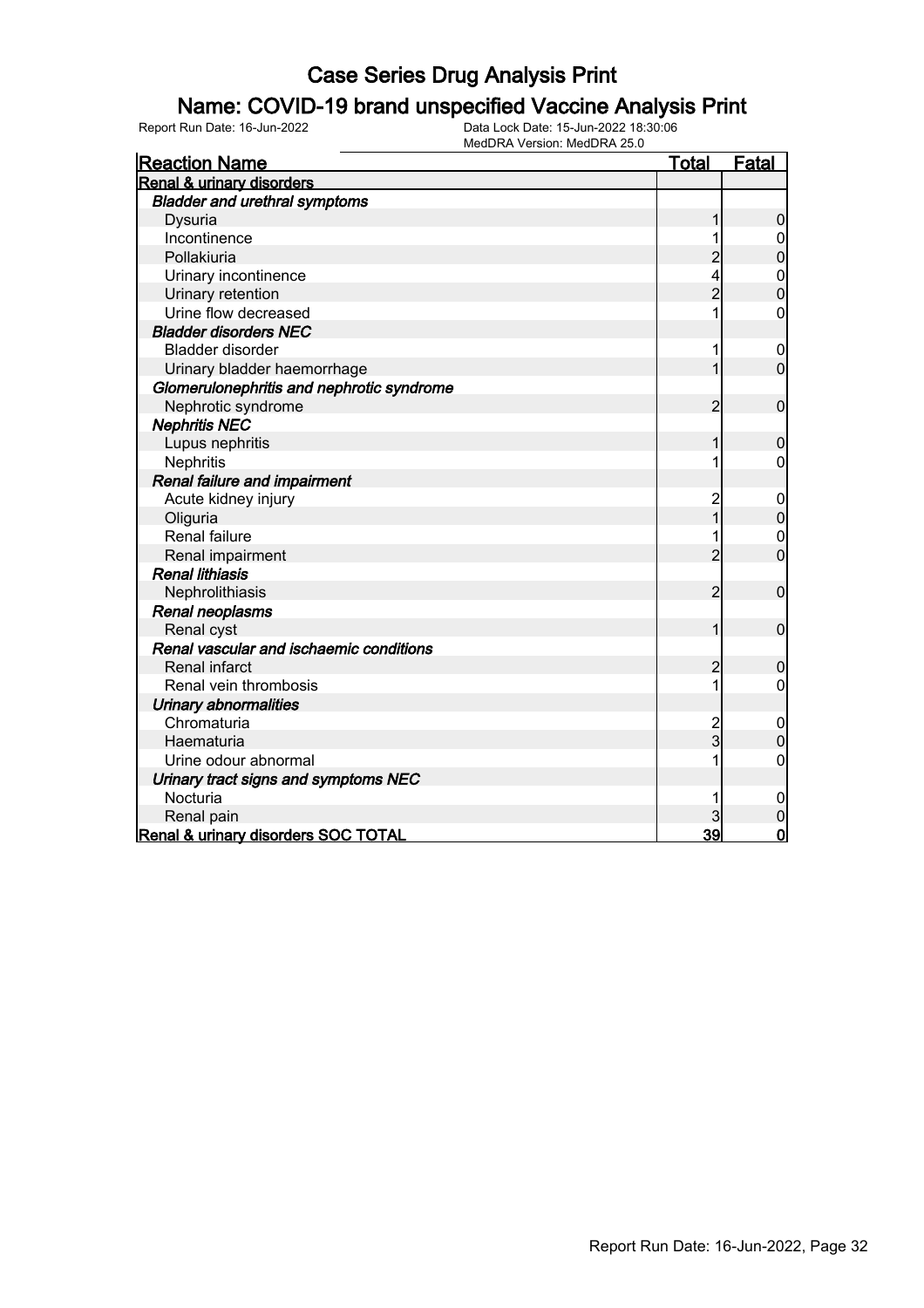# Case Series Drug Analysis Print

## Name: COVID-19 brand unspecified Vaccine Analysis Print

Report Run Date: 16-Jun-2022    Data Lock Date: 15-Jun-2022 18:30:06
MedDRA Version: MedDRA 25.0

| Reaction Name | Total | Fatal |
|---|---|---|
| **Renal & urinary disorders** | | |
| ***Bladder and urethral symptoms*** | | |
| Dysuria | 1 | 0 |
| Incontinence | 1 | 0 |
| Pollakiuria | 2 | 0 |
| Urinary incontinence | 4 | 0 |
| Urinary retention | 2 | 0 |
| Urine flow decreased | 1 | 0 |
| ***Bladder disorders NEC*** | | |
| Bladder disorder | 1 | 0 |
| Urinary bladder haemorrhage | 1 | 0 |
| ***Glomerulonephritis and nephrotic syndrome*** | | |
| Nephrotic syndrome | 2 | 0 |
| ***Nephritis NEC*** | | |
| Lupus nephritis | 1 | 0 |
| Nephritis | 1 | 0 |
| ***Renal failure and impairment*** | | |
| Acute kidney injury | 2 | 0 |
| Oliguria | 1 | 0 |
| Renal failure | 1 | 0 |
| Renal impairment | 2 | 0 |
| ***Renal lithiasis*** | | |
| Nephrolithiasis | 2 | 0 |
| ***Renal neoplasms*** | | |
| Renal cyst | 1 | 0 |
| ***Renal vascular and ischaemic conditions*** | | |
| Renal infarct | 2 | 0 |
| Renal vein thrombosis | 1 | 0 |
| ***Urinary abnormalities*** | | |
| Chromaturia | 2 | 0 |
| Haematuria | 3 | 0 |
| Urine odour abnormal | 1 | 0 |
| ***Urinary tract signs and symptoms NEC*** | | |
| Nocturia | 1 | 0 |
| Renal pain | 3 | 0 |
| **Renal & urinary disorders SOC TOTAL** | **39** | **0** |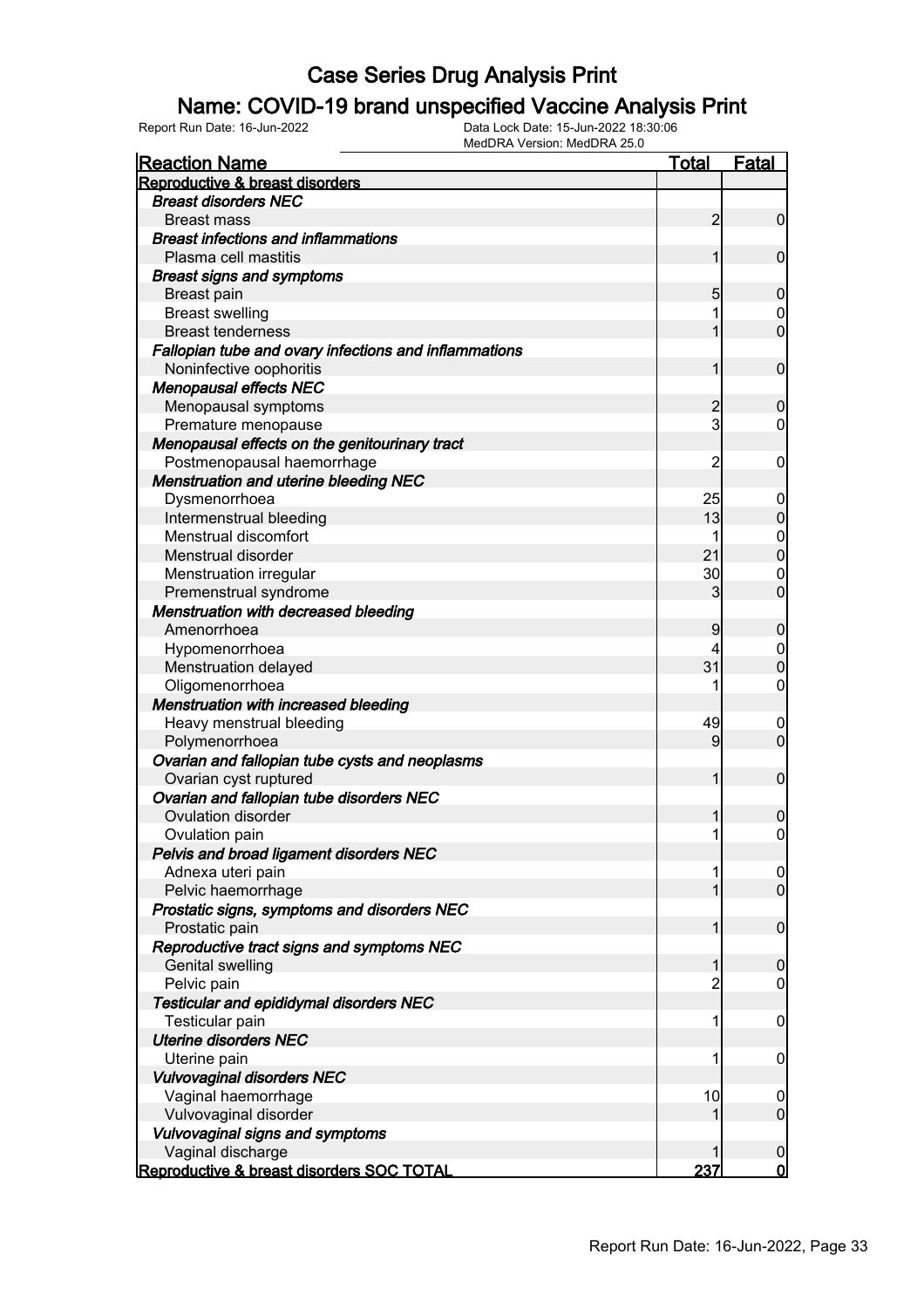# Case Series Drug Analysis Print

## Name: COVID-19 brand unspecified Vaccine Analysis Print

Report Run Date: 16-Jun-2022

Data Lock Date: 15-Jun-2022 18:30:06
MedDRA Version: MedDRA 25.0

| Reaction Name | Total | Fatal |
|---|---|---|
| **Reproductive & breast disorders** | | |
| ***Breast disorders NEC*** | | |
| Breast mass | 2 | 0 |
| ***Breast infections and inflammations*** | | |
| Plasma cell mastitis | 1 | 0 |
| ***Breast signs and symptoms*** | | |
| Breast pain | 5 | 0 |
| Breast swelling | 1 | 0 |
| Breast tenderness | 1 | 0 |
| ***Fallopian tube and ovary infections and inflammations*** | | |
| Noninfective oophoritis | 1 | 0 |
| ***Menopausal effects NEC*** | | |
| Menopausal symptoms | 2 | 0 |
| Premature menopause | 3 | 0 |
| ***Menopausal effects on the genitourinary tract*** | | |
| Postmenopausal haemorrhage | 2 | 0 |
| ***Menstruation and uterine bleeding NEC*** | | |
| Dysmenorrhoea | 25 | 0 |
| Intermenstrual bleeding | 13 | 0 |
| Menstrual discomfort | 1 | 0 |
| Menstrual disorder | 21 | 0 |
| Menstruation irregular | 30 | 0 |
| Premenstrual syndrome | 3 | 0 |
| ***Menstruation with decreased bleeding*** | | |
| Amenorrhoea | 9 | 0 |
| Hypomenorrhoea | 4 | 0 |
| Menstruation delayed | 31 | 0 |
| Oligomenorrhoea | 1 | 0 |
| ***Menstruation with increased bleeding*** | | |
| Heavy menstrual bleeding | 49 | 0 |
| Polymenorrhoea | 9 | 0 |
| ***Ovarian and fallopian tube cysts and neoplasms*** | | |
| Ovarian cyst ruptured | 1 | 0 |
| ***Ovarian and fallopian tube disorders NEC*** | | |
| Ovulation disorder | 1 | 0 |
| Ovulation pain | 1 | 0 |
| ***Pelvis and broad ligament disorders NEC*** | | |
| Adnexa uteri pain | 1 | 0 |
| Pelvic haemorrhage | 1 | 0 |
| ***Prostatic signs, symptoms and disorders NEC*** | | |
| Prostatic pain | 1 | 0 |
| ***Reproductive tract signs and symptoms NEC*** | | |
| Genital swelling | 1 | 0 |
| Pelvic pain | 2 | 0 |
| ***Testicular and epididymal disorders NEC*** | | |
| Testicular pain | 1 | 0 |
| ***Uterine disorders NEC*** | | |
| Uterine pain | 1 | 0 |
| ***Vulvovaginal disorders NEC*** | | |
| Vaginal haemorrhage | 10 | 0 |
| Vulvovaginal disorder | 1 | 0 |
| ***Vulvovaginal signs and symptoms*** | | |
| Vaginal discharge | 1 | 0 |
| **Reproductive & breast disorders SOC TOTAL** | **237** | **0** |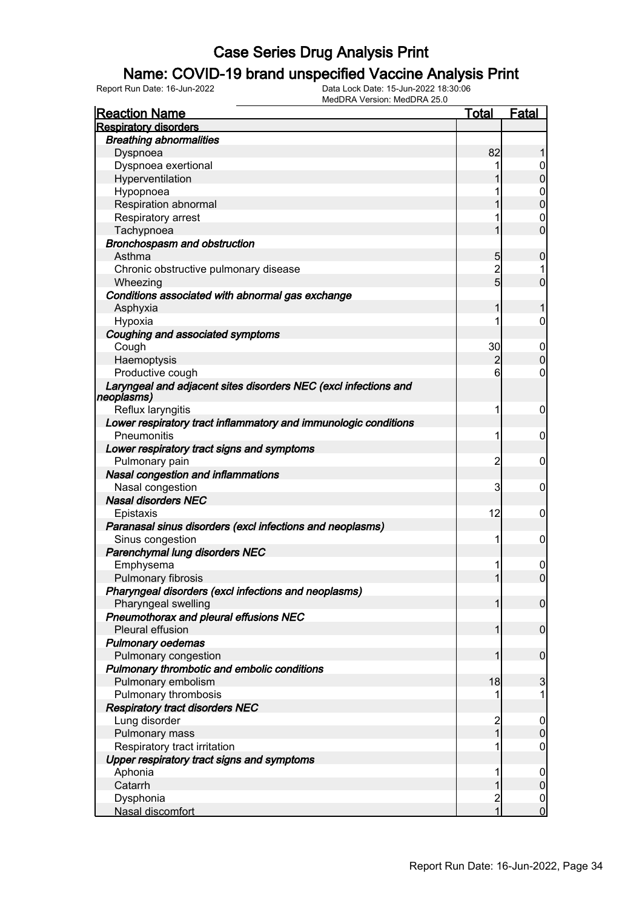# Case Series Drug Analysis Print

## Name: COVID-19 brand unspecified Vaccine Analysis Print

Report Run Date: 16-Jun-2022 | Data Lock Date: 15-Jun-2022 18:30:06 | MedDRA Version: MedDRA 25.0

| Reaction Name | Total | Fatal |
|---|---|---|
| **Respiratory disorders** | | |
| ***Breathing abnormalities*** | | |
| Dyspnoea | 82 | 1 |
| Dyspnoea exertional | 1 | 0 |
| Hyperventilation | 1 | 0 |
| Hypopnoea | 1 | 0 |
| Respiration abnormal | 1 | 0 |
| Respiratory arrest | 1 | 0 |
| Tachypnoea | 1 | 0 |
| ***Bronchospasm and obstruction*** | | |
| Asthma | 5 | 0 |
| Chronic obstructive pulmonary disease | 2 | 1 |
| Wheezing | 5 | 0 |
| ***Conditions associated with abnormal gas exchange*** | | |
| Asphyxia | 1 | 1 |
| Hypoxia | 1 | 0 |
| ***Coughing and associated symptoms*** | | |
| Cough | 30 | 0 |
| Haemoptysis | 2 | 0 |
| Productive cough | 6 | 0 |
| ***Laryngeal and adjacent sites disorders NEC (excl infections and neoplasms)*** | | |
| Reflux laryngitis | 1 | 0 |
| ***Lower respiratory tract inflammatory and immunologic conditions*** | | |
| Pneumonitis | 1 | 0 |
| ***Lower respiratory tract signs and symptoms*** | | |
| Pulmonary pain | 2 | 0 |
| ***Nasal congestion and inflammations*** | | |
| Nasal congestion | 3 | 0 |
| ***Nasal disorders NEC*** | | |
| Epistaxis | 12 | 0 |
| ***Paranasal sinus disorders (excl infections and neoplasms)*** | | |
| Sinus congestion | 1 | 0 |
| ***Parenchymal lung disorders NEC*** | | |
| Emphysema | 1 | 0 |
| Pulmonary fibrosis | 1 | 0 |
| ***Pharyngeal disorders (excl infections and neoplasms)*** | | |
| Pharyngeal swelling | 1 | 0 |
| ***Pneumothorax and pleural effusions NEC*** | | |
| Pleural effusion | 1 | 0 |
| ***Pulmonary oedemas*** | | |
| Pulmonary congestion | 1 | 0 |
| ***Pulmonary thrombotic and embolic conditions*** | | |
| Pulmonary embolism | 18 | 3 |
| Pulmonary thrombosis | 1 | 1 |
| ***Respiratory tract disorders NEC*** | | |
| Lung disorder | 2 | 0 |
| Pulmonary mass | 1 | 0 |
| Respiratory tract irritation | 1 | 0 |
| ***Upper respiratory tract signs and symptoms*** | | |
| Aphonia | 1 | 0 |
| Catarrh | 1 | 0 |
| Dysphonia | 2 | 0 |
| Nasal discomfort | 1 | 0 |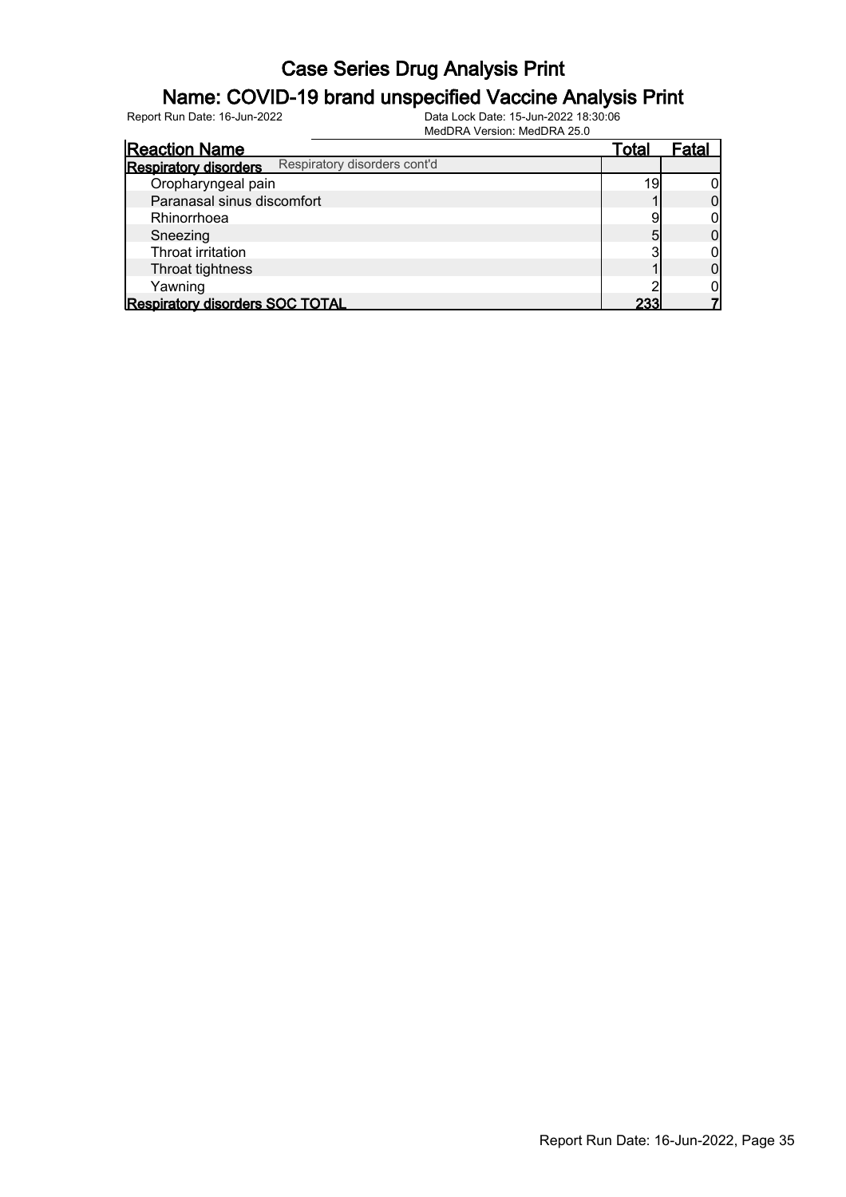# Case Series Drug Analysis Print

## Name: COVID-19 brand unspecified Vaccine Analysis Print

Report Run Date: 16-Jun-2022

Data Lock Date: 15-Jun-2022 18:30:06
MedDRA Version: MedDRA 25.0

| Reaction Name | Total | Fatal |
|---|---|---|
| **Respiratory disorders** Respiratory disorders cont'd | | |
| Oropharyngeal pain | 19 | 0 |
| Paranasal sinus discomfort | 1 | 0 |
| Rhinorrhoea | 9 | 0 |
| Sneezing | 5 | 0 |
| Throat irritation | 3 | 0 |
| Throat tightness | 1 | 0 |
| Yawning | 2 | 0 |
| **Respiratory disorders SOC TOTAL** | **233** | **7** |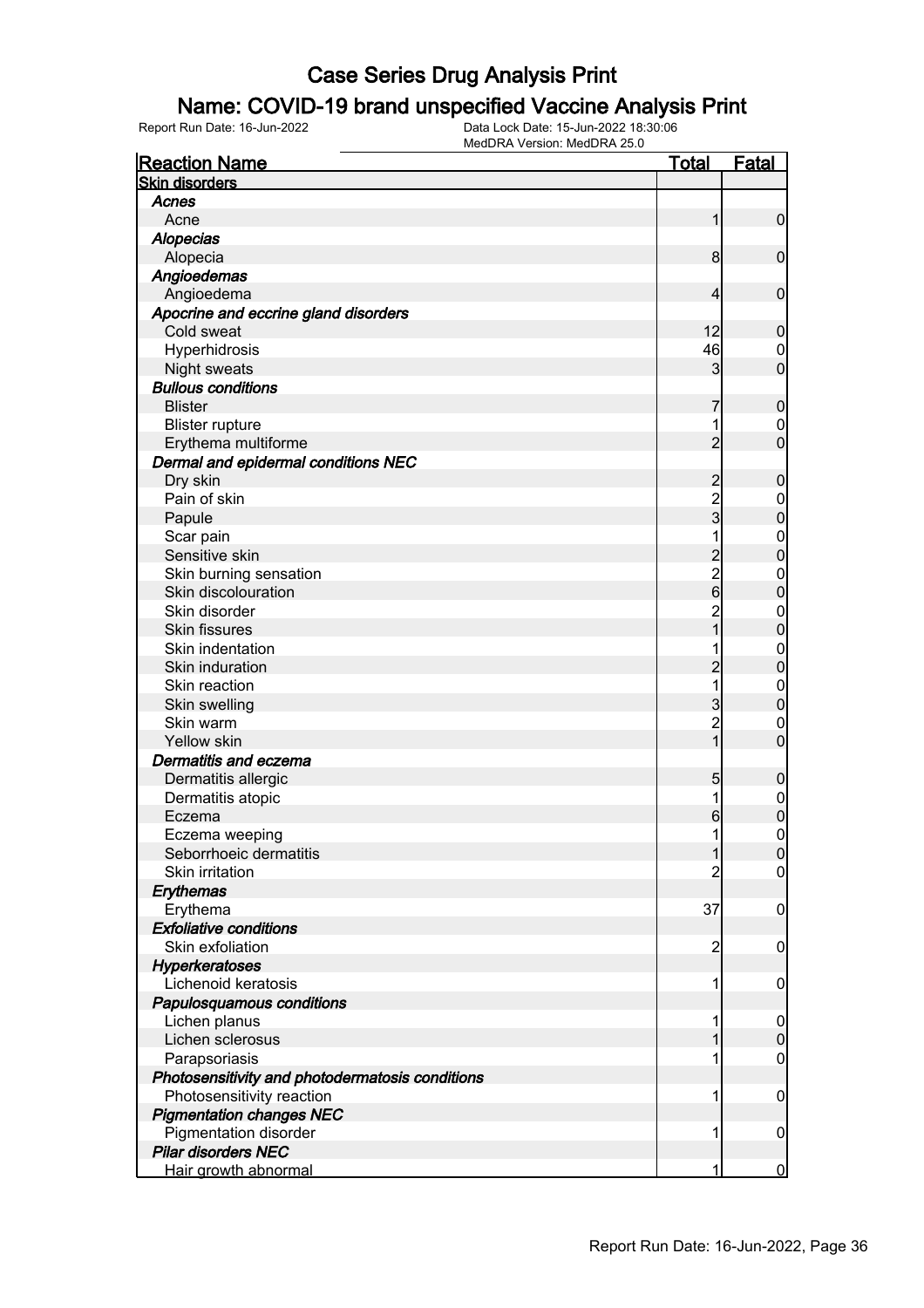# Case Series Drug Analysis Print

## Name: COVID-19 brand unspecified Vaccine Analysis Print

Report Run Date: 16-Jun-2022 | Data Lock Date: 15-Jun-2022 18:30:06 | MedDRA Version: MedDRA 25.0

| Reaction Name | Total | Fatal |
|---|---|---|
| **Skin disorders** | | |
| ***Acnes*** | | |
| Acne | 1 | 0 |
| ***Alopecias*** | | |
| Alopecia | 8 | 0 |
| ***Angioedemas*** | | |
| Angioedema | 4 | 0 |
| ***Apocrine and eccrine gland disorders*** | | |
| Cold sweat | 12 | 0 |
| Hyperhidrosis | 46 | 0 |
| Night sweats | 3 | 0 |
| ***Bullous conditions*** | | |
| Blister | 7 | 0 |
| Blister rupture | 1 | 0 |
| Erythema multiforme | 2 | 0 |
| ***Dermal and epidermal conditions NEC*** | | |
| Dry skin | 2 | 0 |
| Pain of skin | 2 | 0 |
| Papule | 3 | 0 |
| Scar pain | 1 | 0 |
| Sensitive skin | 2 | 0 |
| Skin burning sensation | 2 | 0 |
| Skin discolouration | 6 | 0 |
| Skin disorder | 2 | 0 |
| Skin fissures | 1 | 0 |
| Skin indentation | 1 | 0 |
| Skin induration | 2 | 0 |
| Skin reaction | 1 | 0 |
| Skin swelling | 3 | 0 |
| Skin warm | 2 | 0 |
| Yellow skin | 1 | 0 |
| ***Dermatitis and eczema*** | | |
| Dermatitis allergic | 5 | 0 |
| Dermatitis atopic | 1 | 0 |
| Eczema | 6 | 0 |
| Eczema weeping | 1 | 0 |
| Seborrhoeic dermatitis | 1 | 0 |
| Skin irritation | 2 | 0 |
| ***Erythemas*** | | |
| Erythema | 37 | 0 |
| ***Exfoliative conditions*** | | |
| Skin exfoliation | 2 | 0 |
| ***Hyperkeratoses*** | | |
| Lichenoid keratosis | 1 | 0 |
| ***Papulosquamous conditions*** | | |
| Lichen planus | 1 | 0 |
| Lichen sclerosus | 1 | 0 |
| Parapsoriasis | 1 | 0 |
| ***Photosensitivity and photodermatosis conditions*** | | |
| Photosensitivity reaction | 1 | 0 |
| ***Pigmentation changes NEC*** | | |
| Pigmentation disorder | 1 | 0 |
| ***Pilar disorders NEC*** | | |
| Hair growth abnormal | 1 | 0 |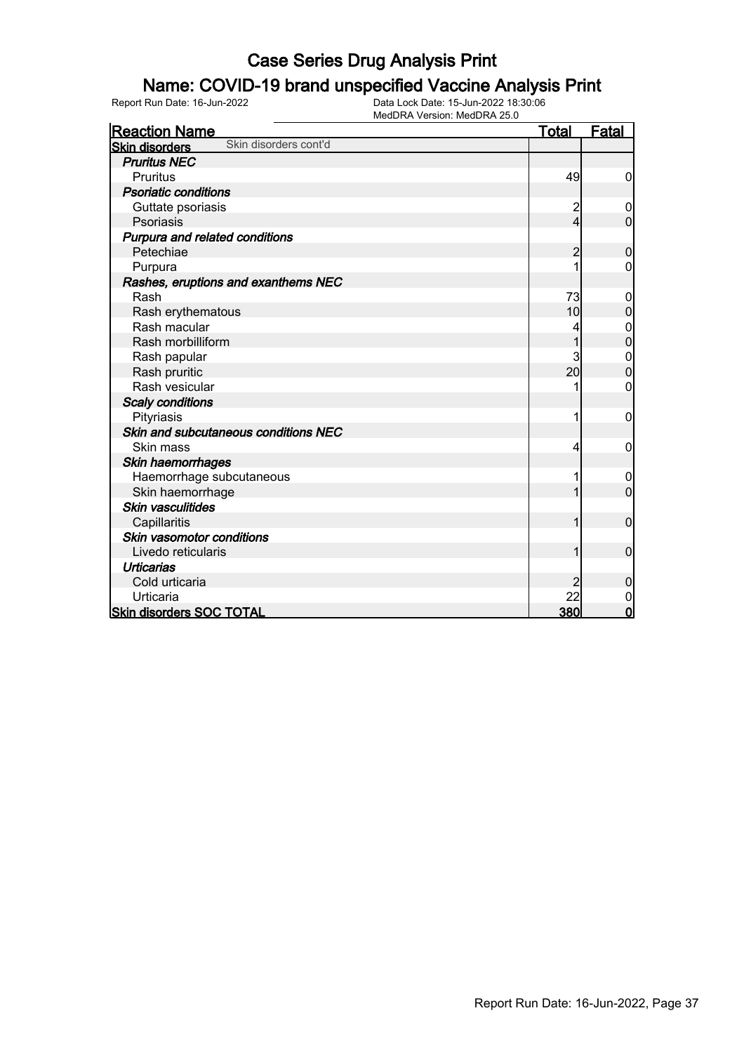# Case Series Drug Analysis Print

## Name: COVID-19 brand unspecified Vaccine Analysis Print

Report Run Date: 16-Jun-2022    Data Lock Date: 15-Jun-2022 18:30:06
MedDRA Version: MedDRA 25.0

| Reaction Name | Total | Fatal |
|---|---|---|
| **Skin disorders** Skin disorders cont'd | | |
| ***Pruritus NEC*** | | |
| Pruritus | 49 | 0 |
| ***Psoriatic conditions*** | | |
| Guttate psoriasis | 2 | 0 |
| Psoriasis | 4 | 0 |
| ***Purpura and related conditions*** | | |
| Petechiae | 2 | 0 |
| Purpura | 1 | 0 |
| ***Rashes, eruptions and exanthems NEC*** | | |
| Rash | 73 | 0 |
| Rash erythematous | 10 | 0 |
| Rash macular | 4 | 0 |
| Rash morbilliform | 1 | 0 |
| Rash papular | 3 | 0 |
| Rash pruritic | 20 | 0 |
| Rash vesicular | 1 | 0 |
| ***Scaly conditions*** | | |
| Pityriasis | 1 | 0 |
| ***Skin and subcutaneous conditions NEC*** | | |
| Skin mass | 4 | 0 |
| ***Skin haemorrhages*** | | |
| Haemorrhage subcutaneous | 1 | 0 |
| Skin haemorrhage | 1 | 0 |
| ***Skin vasculitides*** | | |
| Capillaritis | 1 | 0 |
| ***Skin vasomotor conditions*** | | |
| Livedo reticularis | 1 | 0 |
| ***Urticarias*** | | |
| Cold urticaria | 2 | 0 |
| Urticaria | 22 | 0 |
| **Skin disorders SOC TOTAL** | **380** | **0** |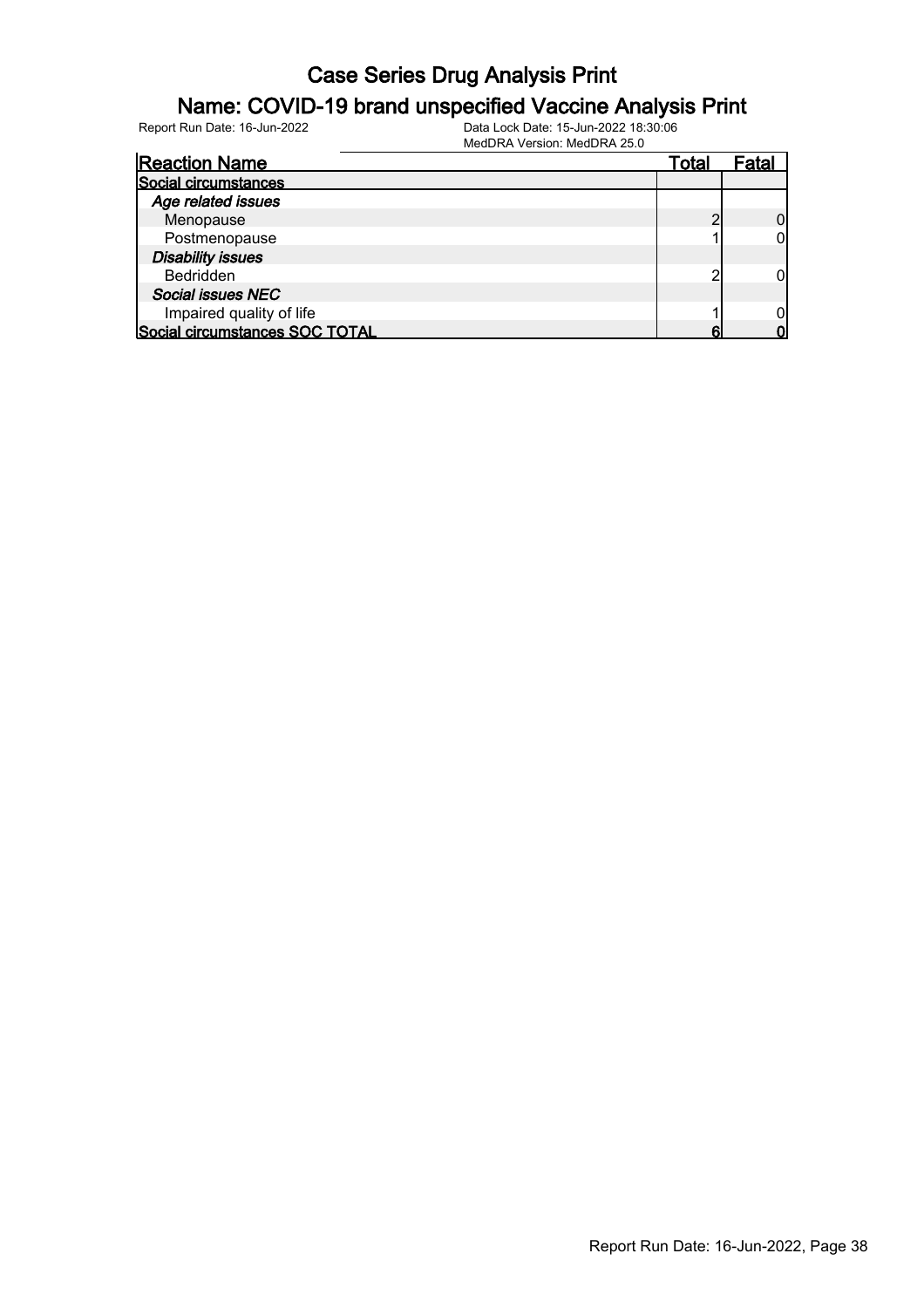# Case Series Drug Analysis Print

## Name: COVID-19 brand unspecified Vaccine Analysis Print

Report Run Date: 16-Jun-2022

Data Lock Date: 15-Jun-2022 18:30:06
MedDRA Version: MedDRA 25.0

| Reaction Name | Total | Fatal |
|---|---|---|
| **Social circumstances** | | |
| ***Age related issues*** | | |
| Menopause | 2 | 0 |
| Postmenopause | 1 | 0 |
| ***Disability issues*** | | |
| Bedridden | 2 | 0 |
| ***Social issues NEC*** | | |
| Impaired quality of life | 1 | 0 |
| **Social circumstances SOC TOTAL** | **6** | **0** |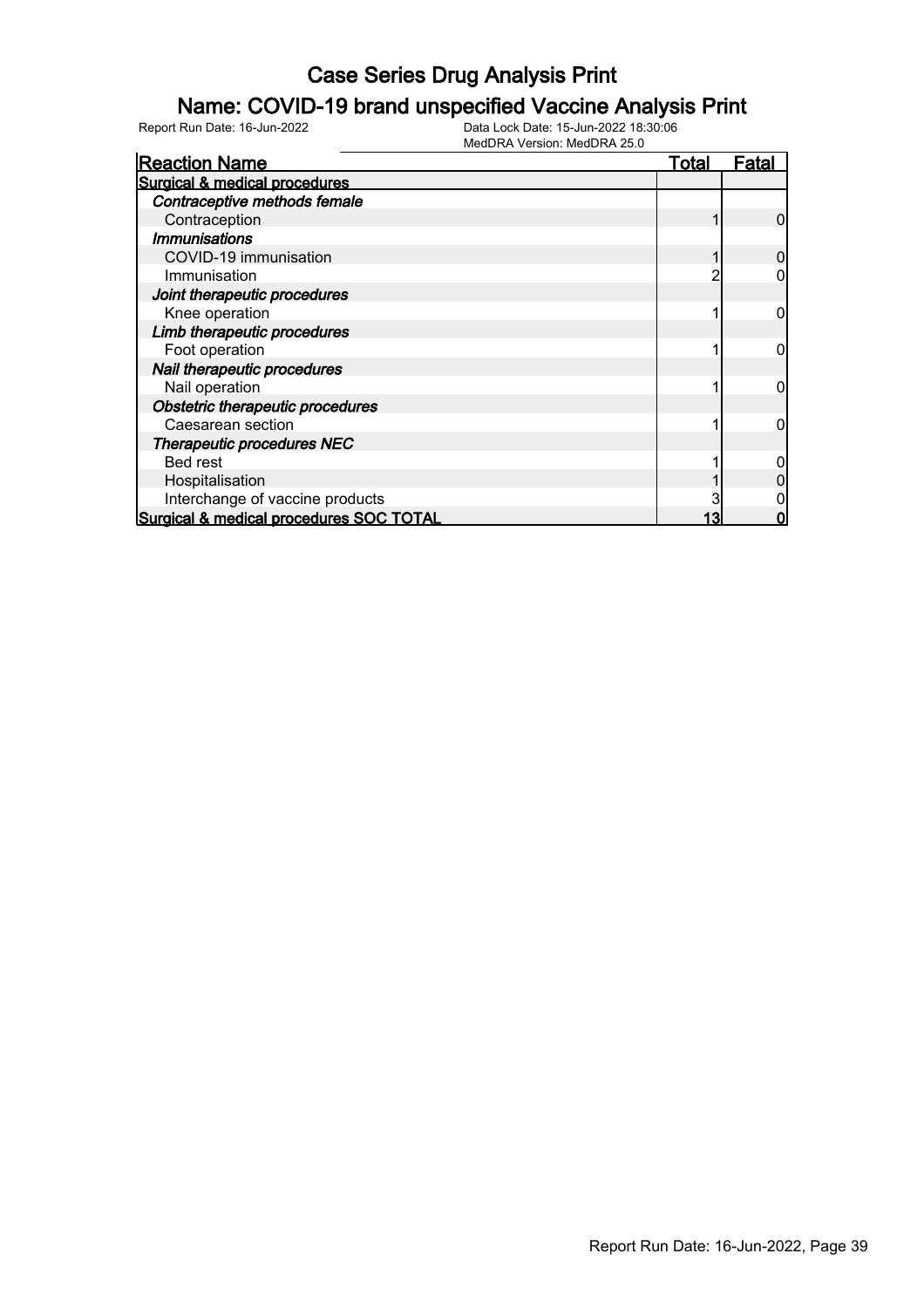# Case Series Drug Analysis Print

## Name: COVID-19 brand unspecified Vaccine Analysis Print

Report Run Date: 16-Jun-2022 | Data Lock Date: 15-Jun-2022 18:30:06 | MedDRA Version: MedDRA 25.0

| Reaction Name | Total | Fatal |
|---|---|---|
| **Surgical & medical procedures** | | |
| ***Contraceptive methods female*** | | |
| Contraception | 1 | 0 |
| ***Immunisations*** | | |
| COVID-19 immunisation | 1 | 0 |
| Immunisation | 2 | 0 |
| ***Joint therapeutic procedures*** | | |
| Knee operation | 1 | 0 |
| ***Limb therapeutic procedures*** | | |
| Foot operation | 1 | 0 |
| ***Nail therapeutic procedures*** | | |
| Nail operation | 1 | 0 |
| ***Obstetric therapeutic procedures*** | | |
| Caesarean section | 1 | 0 |
| ***Therapeutic procedures NEC*** | | |
| Bed rest | 1 | 0 |
| Hospitalisation | 1 | 0 |
| Interchange of vaccine products | 3 | 0 |
| **Surgical & medical procedures SOC TOTAL** | **13** | **0** |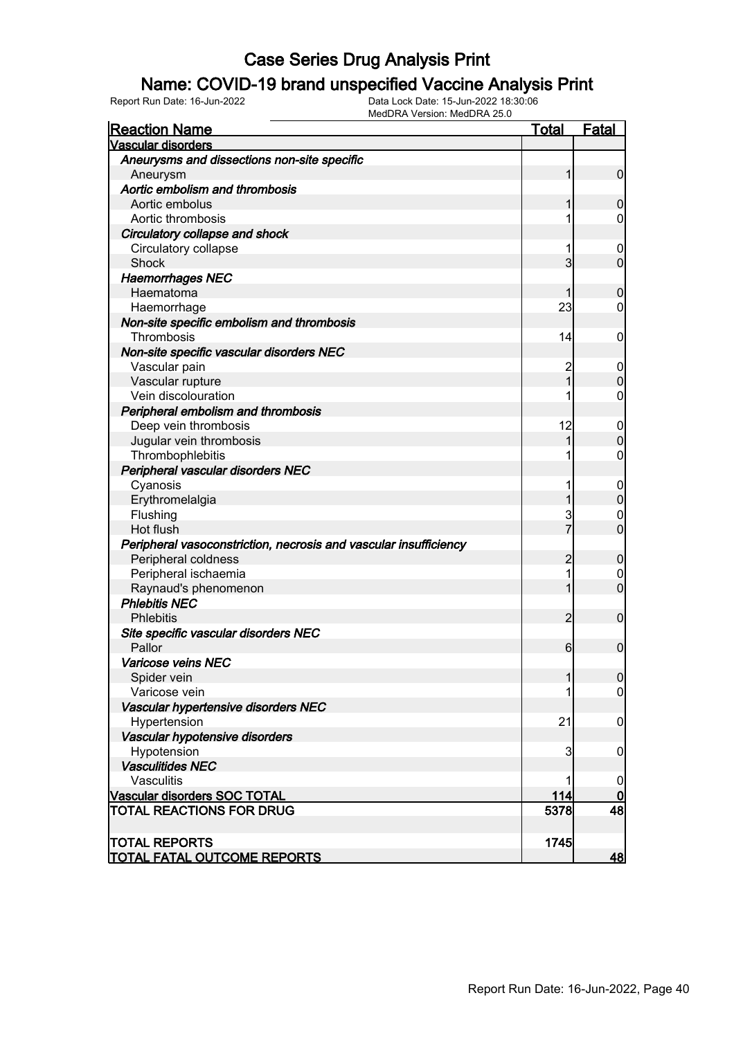# Case Series Drug Analysis Print

## Name: COVID-19 brand unspecified Vaccine Analysis Print

Report Run Date: 16-Jun-2022
Data Lock Date: 15-Jun-2022 18:30:06
MedDRA Version: MedDRA 25.0

| Reaction Name | Total | Fatal |
|---|---|---|
| **Vascular disorders** | | |
| ***Aneurysms and dissections non-site specific*** | | |
| Aneurysm | 1 | 0 |
| ***Aortic embolism and thrombosis*** | | |
| Aortic embolus | 1 | 0 |
| Aortic thrombosis | 1 | 0 |
| ***Circulatory collapse and shock*** | | |
| Circulatory collapse | 1 | 0 |
| Shock | 3 | 0 |
| ***Haemorrhages NEC*** | | |
| Haematoma | 1 | 0 |
| Haemorrhage | 23 | 0 |
| ***Non-site specific embolism and thrombosis*** | | |
| Thrombosis | 14 | 0 |
| ***Non-site specific vascular disorders NEC*** | | |
| Vascular pain | 2 | 0 |
| Vascular rupture | 1 | 0 |
| Vein discolouration | 1 | 0 |
| ***Peripheral embolism and thrombosis*** | | |
| Deep vein thrombosis | 12 | 0 |
| Jugular vein thrombosis | 1 | 0 |
| Thrombophlebitis | 1 | 0 |
| ***Peripheral vascular disorders NEC*** | | |
| Cyanosis | 1 | 0 |
| Erythromelalgia | 1 | 0 |
| Flushing | 3 | 0 |
| Hot flush | 7 | 0 |
| ***Peripheral vasoconstriction, necrosis and vascular insufficiency*** | | |
| Peripheral coldness | 2 | 0 |
| Peripheral ischaemia | 1 | 0 |
| Raynaud's phenomenon | 1 | 0 |
| ***Phlebitis NEC*** | | |
| Phlebitis | 2 | 0 |
| ***Site specific vascular disorders NEC*** | | |
| Pallor | 6 | 0 |
| ***Varicose veins NEC*** | | |
| Spider vein | 1 | 0 |
| Varicose vein | 1 | 0 |
| ***Vascular hypertensive disorders NEC*** | | |
| Hypertension | 21 | 0 |
| ***Vascular hypotensive disorders*** | | |
| Hypotension | 3 | 0 |
| ***Vasculitides NEC*** | | |
| Vasculitis | 1 | 0 |
| **Vascular disorders SOC TOTAL** | **114** | **0** |
| **TOTAL REACTIONS FOR DRUG** | **5378** | **48** |
| | | |
| **TOTAL REPORTS** | **1745** | |
| **TOTAL FATAL OUTCOME REPORTS** | | **48** |